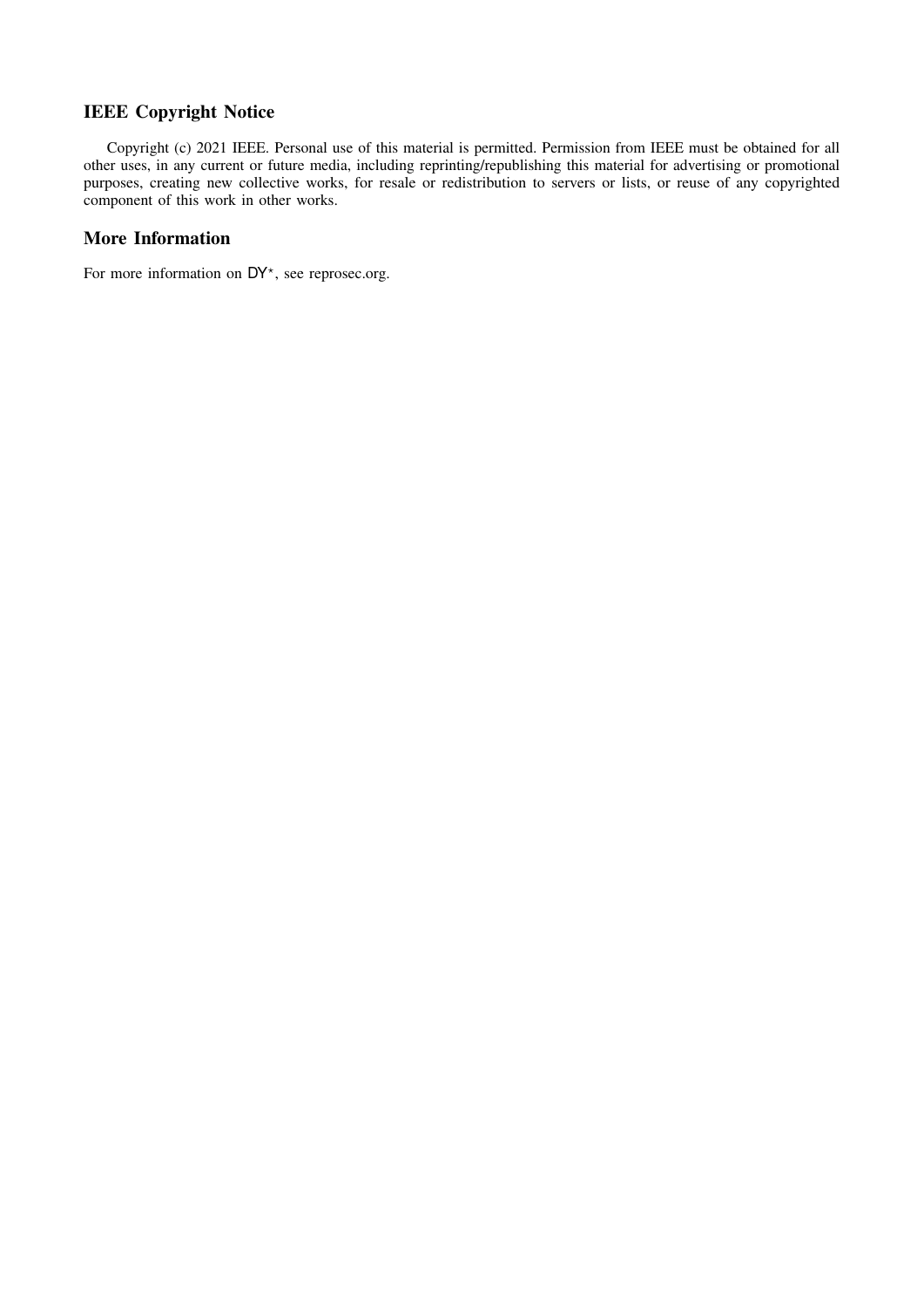## IEEE Copyright Notice

Copyright (c) 2021 IEEE. Personal use of this material is permitted. Permission from IEEE must be obtained for all other uses, in any current or future media, including reprinting/republishing this material for advertising or promotional purposes, creating new collective works, for resale or redistribution to servers or lists, or reuse of any copyrighted component of this work in other works.

## More Information

For more information on DY$^\star$, see reprosec.org.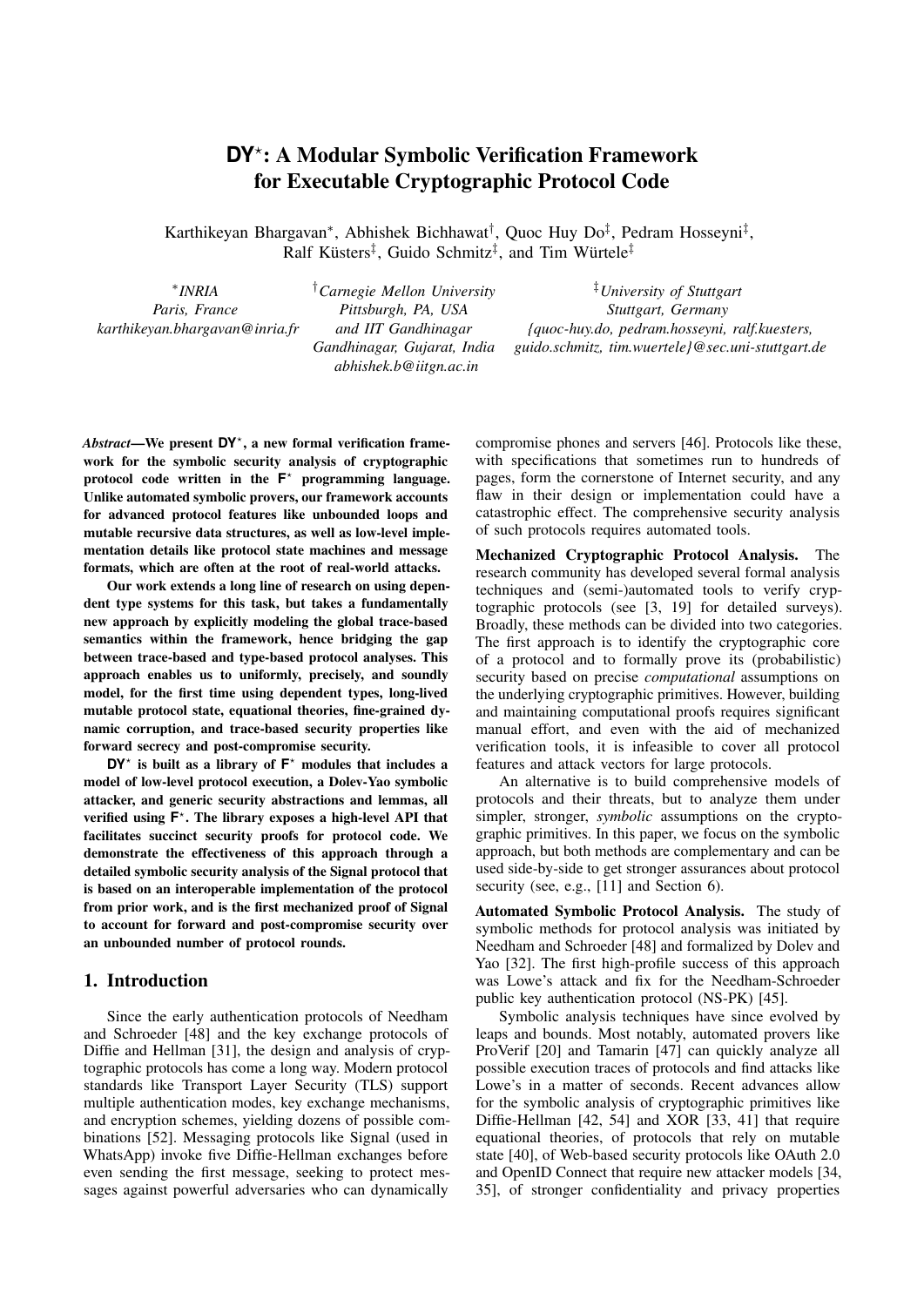# DY*: A Modular Symbolic Verification Framework for Executable Cryptographic Protocol Code

Karthikeyan Bhargavan*, Abhishek Bichhawat†, Quoc Huy Do‡, Pedram Hosseyni‡, Ralf Küsters‡, Guido Schmitz‡, and Tim Würtele‡

*INRIA  
Paris, France  
karthikeyan.bhargavan@inria.fr

†Carnegie Mellon University  
Pittsburgh, PA, USA  
and IIT Gandhinagar  
Gandhinagar, Gujarat, India  
abhishek.b@iitgn.ac.in

‡University of Stuttgart  
Stuttgart, Germany  
{quoc-huy.do, pedram.hosseyni, ralf.kuesters, guido.schmitz, tim.wuertele}@sec.uni-stuttgart.de

***Abstract*—We present DY*, a new formal verification framework for the symbolic security analysis of cryptographic protocol code written in the F* programming language. Unlike automated symbolic provers, our framework accounts for advanced protocol features like unbounded loops and mutable recursive data structures, as well as low-level implementation details like protocol state machines and message formats, which are often at the root of real-world attacks.**

**Our work extends a long line of research on using dependent type systems for this task, but takes a fundamentally new approach by explicitly modeling the global trace-based semantics within the framework, hence bridging the gap between trace-based and type-based protocol analyses. This approach enables us to uniformly, precisely, and soundly model, for the first time using dependent types, long-lived mutable protocol state, equational theories, fine-grained dynamic corruption, and trace-based security properties like forward secrecy and post-compromise security.**

**DY* is built as a library of F* modules that includes a model of low-level protocol execution, a Dolev-Yao symbolic attacker, and generic security abstractions and lemmas, all verified using F*. The library exposes a high-level API that facilitates succinct security proofs for protocol code. We demonstrate the effectiveness of this approach through a detailed symbolic security analysis of the Signal protocol that is based on an interoperable implementation of the protocol from prior work, and is the first mechanized proof of Signal to account for forward and post-compromise security over an unbounded number of protocol rounds.**

## 1. Introduction

Since the early authentication protocols of Needham and Schroeder [48] and the key exchange protocols of Diffie and Hellman [31], the design and analysis of cryptographic protocols has come a long way. Modern protocol standards like Transport Layer Security (TLS) support multiple authentication modes, key exchange mechanisms, and encryption schemes, yielding dozens of possible combinations [52]. Messaging protocols like Signal (used in WhatsApp) invoke five Diffie-Hellman exchanges before even sending the first message, seeking to protect messages against powerful adversaries who can dynamically compromise phones and servers [46]. Protocols like these, with specifications that sometimes run to hundreds of pages, form the cornerstone of Internet security, and any flaw in their design or implementation could have a catastrophic effect. The comprehensive security analysis of such protocols requires automated tools.

**Mechanized Cryptographic Protocol Analysis.** The research community has developed several formal analysis techniques and (semi-)automated tools to verify cryptographic protocols (see [3, 19] for detailed surveys). Broadly, these methods can be divided into two categories. The first approach is to identify the cryptographic core of a protocol and to formally prove its (probabilistic) security based on precise *computational* assumptions on the underlying cryptographic primitives. However, building and maintaining computational proofs requires significant manual effort, and even with the aid of mechanized verification tools, it is infeasible to cover all protocol features and attack vectors for large protocols.

An alternative is to build comprehensive models of protocols and their threats, but to analyze them under simpler, stronger, *symbolic* assumptions on the cryptographic primitives. In this paper, we focus on the symbolic approach, but both methods are complementary and can be used side-by-side to get stronger assurances about protocol security (see, e.g., [11] and Section 6).

**Automated Symbolic Protocol Analysis.** The study of symbolic methods for protocol analysis was initiated by Needham and Schroeder [48] and formalized by Dolev and Yao [32]. The first high-profile success of this approach was Lowe's attack and fix for the Needham-Schroeder public key authentication protocol (NS-PK) [45].

Symbolic analysis techniques have since evolved by leaps and bounds. Most notably, automated provers like ProVerif [20] and Tamarin [47] can quickly analyze all possible execution traces of protocols and find attacks like Lowe's in a matter of seconds. Recent advances allow for the symbolic analysis of cryptographic primitives like Diffie-Hellman [42, 54] and XOR [33, 41] that require equational theories, of protocols that rely on mutable state [40], of Web-based security protocols like OAuth 2.0 and OpenID Connect that require new attacker models [34, 35], of stronger confidentiality and privacy properties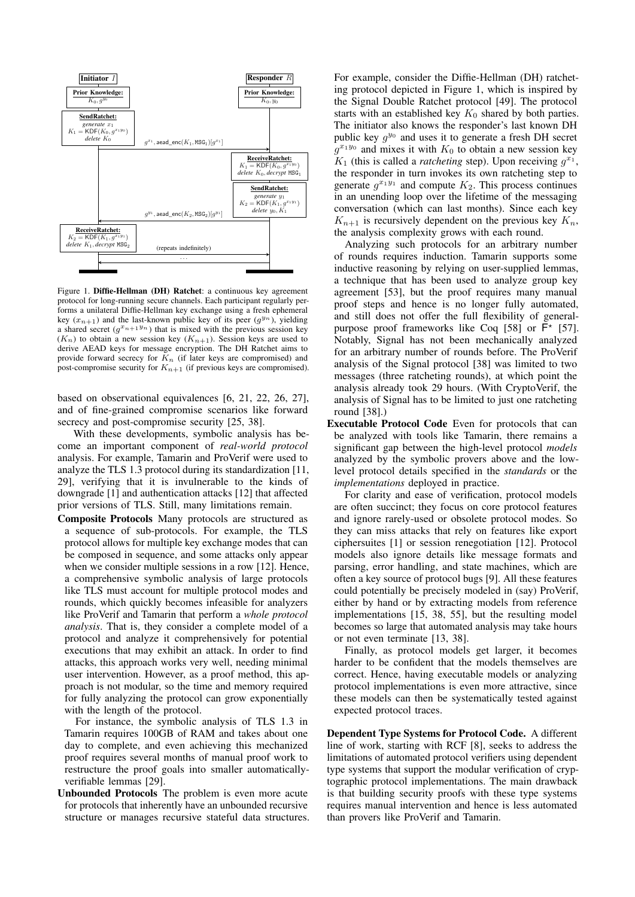Figure 1. **Diffie-Hellman (DH) Ratchet**: a continuous key agreement protocol for long-running secure channels. Each participant regularly performs a unilateral Diffie-Hellman key exchange using a fresh ephemeral key ($x_{n+1}$) and the last-known public key of its peer ($g^{y_n}$), yielding a shared secret ($g^{x_{n+1}y_n}$) that is mixed with the previous session key ($K_n$) to obtain a new session key ($K_{n+1}$). Session keys are used to derive AEAD keys for message encryption. The DH Ratchet aims to provide forward secrecy for $K_n$ (if later keys are compromised) and post-compromise security for $K_{n+1}$ (if previous keys are compromised).

based on observational equivalences [6, 21, 22, 26, 27], and of fine-grained compromise scenarios like forward secrecy and post-compromise security [25, 38].

With these developments, symbolic analysis has become an important component of *real-world protocol* analysis. For example, Tamarin and ProVerif were used to analyze the TLS 1.3 protocol during its standardization [11, 29], verifying that it is invulnerable to the kinds of downgrade [1] and authentication attacks [12] that affected prior versions of TLS. Still, many limitations remain.

**Composite Protocols** Many protocols are structured as a sequence of sub-protocols. For example, the TLS protocol allows for multiple key exchange modes that can be composed in sequence, and some attacks only appear when we consider multiple sessions in a row [12]. Hence, a comprehensive symbolic analysis of large protocols like TLS must account for multiple protocol modes and rounds, which quickly becomes infeasible for analyzers like ProVerif and Tamarin that perform a *whole protocol analysis*. That is, they consider a complete model of a protocol and analyze it comprehensively for potential executions that may exhibit an attack. In order to find attacks, this approach works very well, needing minimal user intervention. However, as a proof method, this approach is not modular, so the time and memory required for fully analyzing the protocol can grow exponentially with the length of the protocol.

For instance, the symbolic analysis of TLS 1.3 in Tamarin requires 100GB of RAM and takes about one day to complete, and even achieving this mechanized proof requires several months of manual proof work to restructure the proof goals into smaller automatically-verifiable lemmas [29].

**Unbounded Protocols** The problem is even more acute for protocols that inherently have an unbounded recursive structure or manages recursive stateful data structures. For example, consider the Diffie-Hellman (DH) ratcheting protocol depicted in Figure 1, which is inspired by the Signal Double Ratchet protocol [49]. The protocol starts with an established key $K_0$ shared by both parties. The initiator also knows the responder's last known DH public key $g^{y_0}$ and uses it to generate a fresh DH secret $g^{x_1 y_0}$ and mixes it with $K_0$ to obtain a new session key $K_1$ (this is called a *ratcheting* step). Upon receiving $g^{x_1}$, the responder in turn invokes its own ratcheting step to generate $g^{x_1 y_1}$ and compute $K_2$. This process continues in an unending loop over the lifetime of the messaging conversation (which can last months). Since each key $K_{n+1}$ is recursively dependent on the previous key $K_n$, the analysis complexity grows with each round.

Analyzing such protocols for an arbitrary number of rounds requires induction. Tamarin supports some inductive reasoning by relying on user-supplied lemmas, a technique that has been used to analyze group key agreement [53], but the proof requires many manual proof steps and hence is no longer fully automated, and still does not offer the full flexibility of general-purpose proof frameworks like Coq [58] or F$^\star$ [57]. Notably, Signal has not been mechanically analyzed for an arbitrary number of rounds before. The ProVerif analysis of the Signal protocol [38] was limited to two messages (three ratcheting rounds), at which point the analysis already took 29 hours. (With CryptoVerif, the analysis of Signal has to be limited to just one ratcheting round [38].)

**Executable Protocol Code** Even for protocols that can be analyzed with tools like Tamarin, there remains a significant gap between the high-level protocol *models* analyzed by the symbolic provers above and the low-level protocol details specified in the *standards* or the *implementations* deployed in practice.

For clarity and ease of verification, protocol models are often succinct; they focus on core protocol features and ignore rarely-used or obsolete protocol modes. So they can miss attacks that rely on features like export ciphersuites [1] or session renegotiation [12]. Protocol models also ignore details like message formats and parsing, error handling, and state machines, which are often a key source of protocol bugs [9]. All these features could potentially be precisely modeled in (say) ProVerif, either by hand or by extracting models from reference implementations [15, 38, 55], but the resulting model becomes so large that automated analysis may take hours or not even terminate [13, 38].

Finally, as protocol models get larger, it becomes harder to be confident that the models themselves are correct. Hence, having executable models or analyzing protocol implementations is even more attractive, since these models can then be systematically tested against expected protocol traces.

**Dependent Type Systems for Protocol Code.** A different line of work, starting with RCF [8], seeks to address the limitations of automated protocol verifiers using dependent type systems that support the modular verification of cryptographic protocol implementations. The main drawback is that building security proofs with these type systems requires manual intervention and hence is less automated than provers like ProVerif and Tamarin.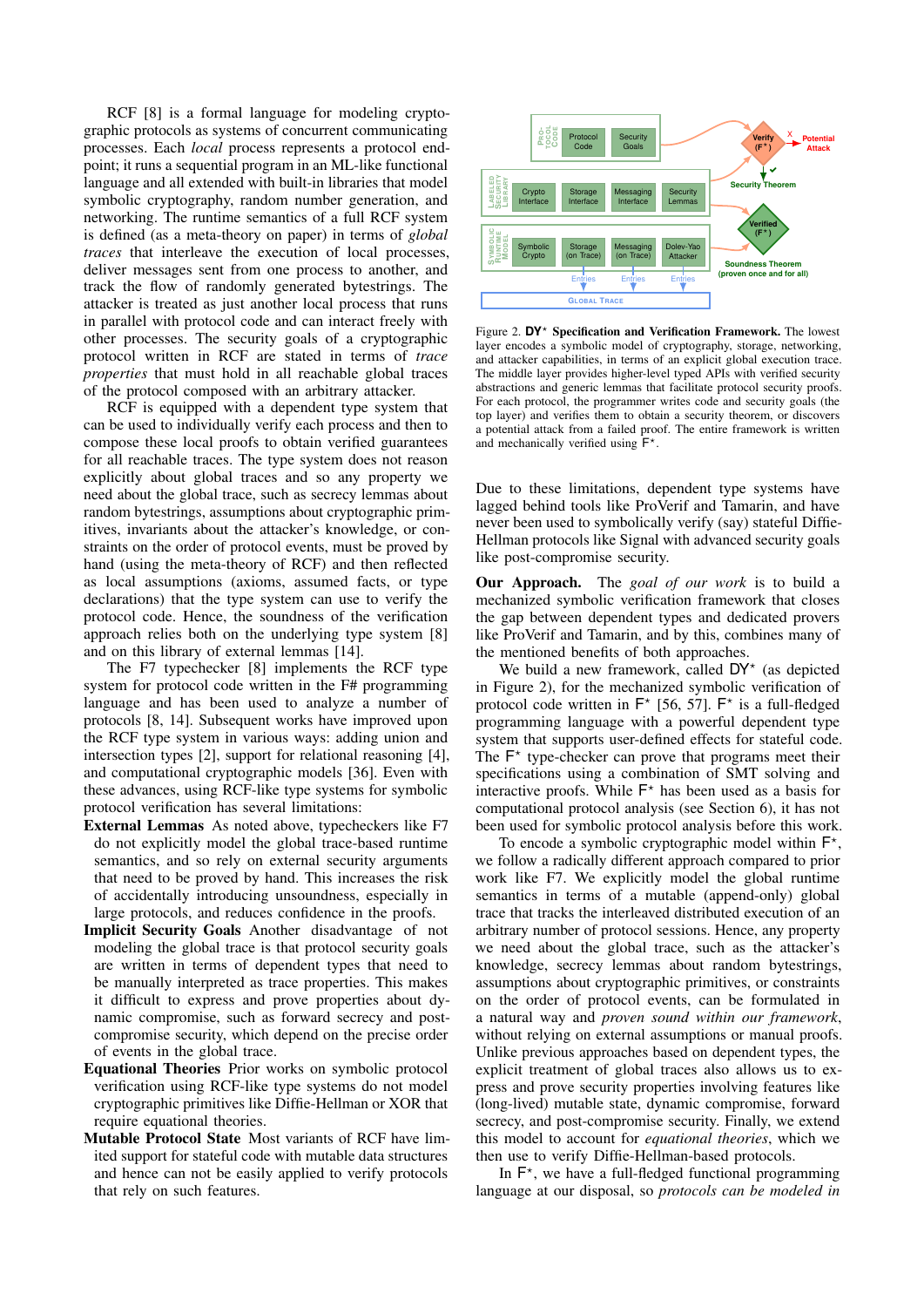RCF [8] is a formal language for modeling cryptographic protocols as systems of concurrent communicating processes. Each *local* process represents a protocol endpoint; it runs a sequential program in an ML-like functional language and all extended with built-in libraries that model symbolic cryptography, random number generation, and networking. The runtime semantics of a full RCF system is defined (as a meta-theory on paper) in terms of *global traces* that interleave the execution of local processes, deliver messages sent from one process to another, and track the flow of randomly generated bytestrings. The attacker is treated as just another local process that runs in parallel with protocol code and can interact freely with other processes. The security goals of a cryptographic protocol written in RCF are stated in terms of *trace properties* that must hold in all reachable global traces of the protocol composed with an arbitrary attacker.

RCF is equipped with a dependent type system that can be used to individually verify each process and then to compose these local proofs to obtain verified guarantees for all reachable traces. The type system does not reason explicitly about global traces and so any property we need about the global trace, such as secrecy lemmas about random bytestrings, assumptions about cryptographic primitives, invariants about the attacker's knowledge, or constraints on the order of protocol events, must be proved by hand (using the meta-theory of RCF) and then reflected as local assumptions (axioms, assumed facts, or type declarations) that the type system can use to verify the protocol code. Hence, the soundness of the verification approach relies both on the underlying type system [8] and on this library of external lemmas [14].

The F7 typechecker [8] implements the RCF type system for protocol code written in the F# programming language and has been used to analyze a number of protocols [8, 14]. Subsequent works have improved upon the RCF type system in various ways: adding union and intersection types [2], support for relational reasoning [4], and computational cryptographic models [36]. Even with these advances, using RCF-like type systems for symbolic protocol verification has several limitations:

**External Lemmas** As noted above, typecheckers like F7 do not explicitly model the global trace-based runtime semantics, and so rely on external security arguments that need to be proved by hand. This increases the risk of accidentally introducing unsoundness, especially in large protocols, and reduces confidence in the proofs.

**Implicit Security Goals** Another disadvantage of not modeling the global trace is that protocol security goals are written in terms of dependent types that need to be manually interpreted as trace properties. This makes it difficult to express and prove properties about dynamic compromise, such as forward secrecy and post-compromise security, which depend on the precise order of events in the global trace.

**Equational Theories** Prior works on symbolic protocol verification using RCF-like type systems do not model cryptographic primitives like Diffie-Hellman or XOR that require equational theories.

**Mutable Protocol State** Most variants of RCF have limited support for stateful code with mutable data structures and hence can not be easily applied to verify protocols that rely on such features.

Figure 2. **DY⋆ Specification and Verification Framework.** The lowest layer encodes a symbolic model of cryptography, storage, networking, and attacker capabilities, in terms of an explicit global execution trace. The middle layer provides higher-level typed APIs with verified security abstractions and generic lemmas that facilitate protocol security proofs. For each protocol, the programmer writes code and security goals (the top layer) and verifies them to obtain a security theorem, or discovers a potential attack from a failed proof. The entire framework is written and mechanically verified using F⋆.

Due to these limitations, dependent type systems have lagged behind tools like ProVerif and Tamarin, and have never been used to symbolically verify (say) stateful Diffie-Hellman protocols like Signal with advanced security goals like post-compromise security.

**Our Approach.** The *goal of our work* is to build a mechanized symbolic verification framework that closes the gap between dependent types and dedicated provers like ProVerif and Tamarin, and by this, combines many of the mentioned benefits of both approaches.

We build a new framework, called DY⋆ (as depicted in Figure 2), for the mechanized symbolic verification of protocol code written in F⋆ [56, 57]. F⋆ is a full-fledged programming language with a powerful dependent type system that supports user-defined effects for stateful code. The F⋆ type-checker can prove that programs meet their specifications using a combination of SMT solving and interactive proofs. While F⋆ has been used as a basis for computational protocol analysis (see Section 6), it has not been used for symbolic protocol analysis before this work.

To encode a symbolic cryptographic model within F⋆, we follow a radically different approach compared to prior work like F7. We explicitly model the global runtime semantics in terms of a mutable (append-only) global trace that tracks the interleaved distributed execution of an arbitrary number of protocol sessions. Hence, any property we need about the global trace, such as the attacker's knowledge, secrecy lemmas about random bytestrings, assumptions about cryptographic primitives, or constraints on the order of protocol events, can be formulated in a natural way and *proven sound within our framework*, without relying on external assumptions or manual proofs. Unlike previous approaches based on dependent types, the explicit treatment of global traces also allows us to express and prove security properties involving features like (long-lived) mutable state, dynamic compromise, forward secrecy, and post-compromise security. Finally, we extend this model to account for *equational theories*, which we then use to verify Diffie-Hellman-based protocols.

In F⋆, we have a full-fledged functional programming language at our disposal, so *protocols can be modeled in*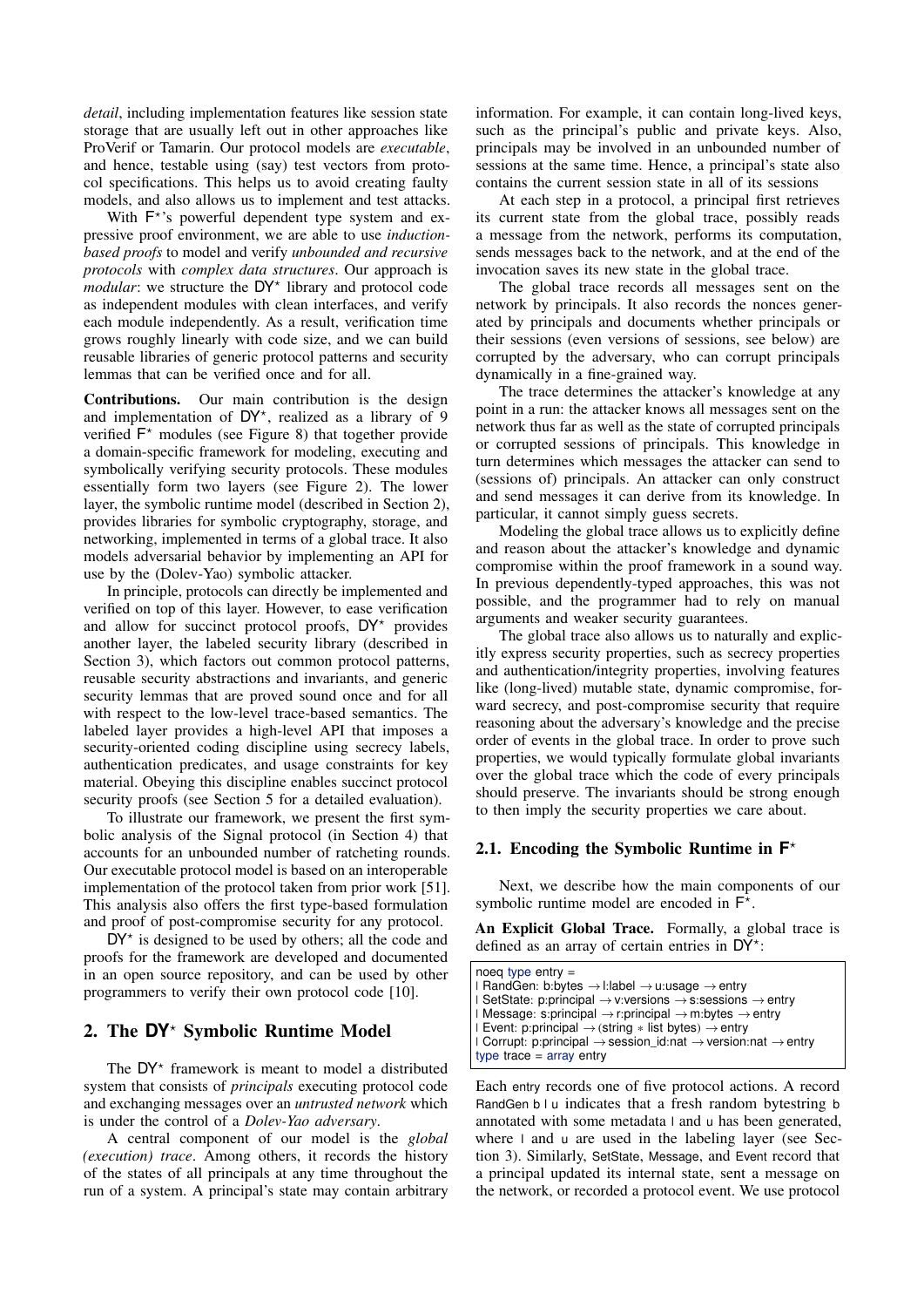*detail*, including implementation features like session state storage that are usually left out in other approaches like ProVerif or Tamarin. Our protocol models are *executable*, and hence, testable using (say) test vectors from protocol specifications. This helps us to avoid creating faulty models, and also allows us to implement and test attacks.

With F*'s powerful dependent type system and expressive proof environment, we are able to use *induction-based proofs* to model and verify *unbounded and recursive protocols* with *complex data structures*. Our approach is *modular*: we structure the DY* library and protocol code as independent modules with clean interfaces, and verify each module independently. As a result, verification time grows roughly linearly with code size, and we can build reusable libraries of generic protocol patterns and security lemmas that can be verified once and for all.

**Contributions.** Our main contribution is the design and implementation of DY*, realized as a library of 9 verified F* modules (see Figure 8) that together provide a domain-specific framework for modeling, executing and symbolically verifying security protocols. These modules essentially form two layers (see Figure 2). The lower layer, the symbolic runtime model (described in Section 2), provides libraries for symbolic cryptography, storage, and networking, implemented in terms of a global trace. It also models adversarial behavior by implementing an API for use by the (Dolev-Yao) symbolic attacker.

In principle, protocols can directly be implemented and verified on top of this layer. However, to ease verification and allow for succinct protocol proofs, DY* provides another layer, the labeled security library (described in Section 3), which factors out common protocol patterns, reusable security abstractions and invariants, and generic security lemmas that are proved sound once and for all with respect to the low-level trace-based semantics. The labeled layer provides a high-level API that imposes a security-oriented coding discipline using secrecy labels, authentication predicates, and usage constraints for key material. Obeying this discipline enables succinct protocol security proofs (see Section 5 for a detailed evaluation).

To illustrate our framework, we present the first symbolic analysis of the Signal protocol (in Section 4) that accounts for an unbounded number of ratcheting rounds. Our executable protocol model is based on an interoperable implementation of the protocol taken from prior work [51]. This analysis also offers the first type-based formulation and proof of post-compromise security for any protocol.

DY* is designed to be used by others; all the code and proofs for the framework are developed and documented in an open source repository, and can be used by other programmers to verify their own protocol code [10].

## 2. The DY* Symbolic Runtime Model

The DY* framework is meant to model a distributed system that consists of *principals* executing protocol code and exchanging messages over an *untrusted network* which is under the control of a *Dolev-Yao adversary*.

A central component of our model is the *global (execution) trace*. Among others, it records the history of the states of all principals at any time throughout the run of a system. A principal's state may contain arbitrary information. For example, it can contain long-lived keys, such as the principal's public and private keys. Also, principals may be involved in an unbounded number of sessions at the same time. Hence, a principal's state also contains the current session state in all of its sessions

At each step in a protocol, a principal first retrieves its current state from the global trace, possibly reads a message from the network, performs its computation, sends messages back to the network, and at the end of the invocation saves its new state in the global trace.

The global trace records all messages sent on the network by principals. It also records the nonces generated by principals and documents whether principals or their sessions (even versions of sessions, see below) are corrupted by the adversary, who can corrupt principals dynamically in a fine-grained way.

The trace determines the attacker's knowledge at any point in a run: the attacker knows all messages sent on the network thus far as well as the state of corrupted principals or corrupted sessions of principals. This knowledge in turn determines which messages the attacker can send to (sessions of) principals. An attacker can only construct and send messages it can derive from its knowledge. In particular, it cannot simply guess secrets.

Modeling the global trace allows us to explicitly define and reason about the attacker's knowledge and dynamic compromise within the proof framework in a sound way. In previous dependently-typed approaches, this was not possible, and the programmer had to rely on manual arguments and weaker security guarantees.

The global trace also allows us to naturally and explicitly express security properties, such as secrecy properties and authentication/integrity properties, involving features like (long-lived) mutable state, dynamic compromise, forward secrecy, and post-compromise security that require reasoning about the adversary's knowledge and the precise order of events in the global trace. In order to prove such properties, we would typically formulate global invariants over the global trace which the code of every principals should preserve. The invariants should be strong enough to then imply the security properties we care about.

### 2.1. Encoding the Symbolic Runtime in F*

Next, we describe how the main components of our symbolic runtime model are encoded in F*.

**An Explicit Global Trace.** Formally, a global trace is defined as an array of certain entries in DY*:

```
noeq type entry =
| RandGen: b:bytes → l:label → u:usage → entry
| SetState: p:principal → v:versions → s:sessions → entry
| Message: s:principal → r:principal → m:bytes → entry
| Event: p:principal → (string ∗ list bytes) → entry
| Corrupt: p:principal → session_id:nat → version:nat → entry
type trace = array entry
```

Each entry records one of five protocol actions. A record RandGen b l u indicates that a fresh random bytestring b annotated with some metadata l and u has been generated, where l and u are used in the labeling layer (see Section 3). Similarly, SetState, Message, and Event record that a principal updated its internal state, sent a message on the network, or recorded a protocol event. We use protocol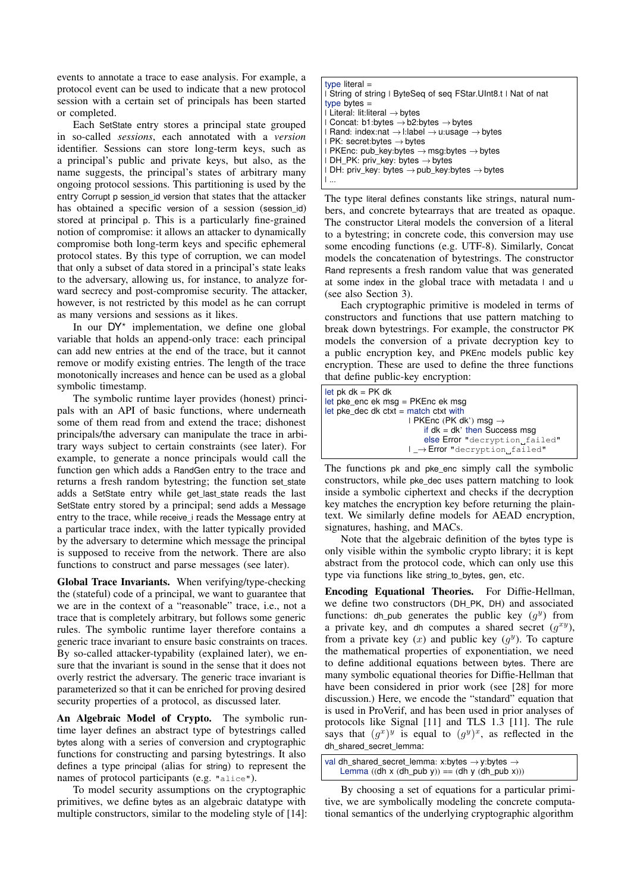events to annotate a trace to ease analysis. For example, a protocol event can be used to indicate that a new protocol session with a certain set of principals has been started or completed.

Each SetState entry stores a principal state grouped in so-called *sessions*, each annotated with a *version* identifier. Sessions can store long-term keys, such as a principal's public and private keys, but also, as the name suggests, the principal's states of arbitrary many ongoing protocol sessions. This partitioning is used by the entry Corrupt p session_id version that states that the attacker has obtained a specific version of a session (session_id) stored at principal p. This is a particularly fine-grained notion of compromise: it allows an attacker to dynamically compromise both long-term keys and specific ephemeral protocol states. By this type of corruption, we can model that only a subset of data stored in a principal's state leaks to the adversary, allowing us, for instance, to analyze forward secrecy and post-compromise security. The attacker, however, is not restricted by this model as he can corrupt as many versions and sessions as it likes.

In our DY* implementation, we define one global variable that holds an append-only trace: each principal can add new entries at the end of the trace, but it cannot remove or modify existing entries. The length of the trace monotonically increases and hence can be used as a global symbolic timestamp.

The symbolic runtime layer provides (honest) principals with an API of basic functions, where underneath some of them read from and extend the trace; dishonest principals/the adversary can manipulate the trace in arbitrary ways subject to certain constraints (see later). For example, to generate a nonce principals would call the function gen which adds a RandGen entry to the trace and returns a fresh random bytestring; the function set_state adds a SetState entry while get_last_state reads the last SetState entry stored by a principal; send adds a Message entry to the trace, while receive_i reads the Message entry at a particular trace index, with the latter typically provided by the adversary to determine which message the principal is supposed to receive from the network. There are also functions to construct and parse messages (see later).

**Global Trace Invariants.** When verifying/type-checking the (stateful) code of a principal, we want to guarantee that we are in the context of a "reasonable" trace, i.e., not a trace that is completely arbitrary, but follows some generic rules. The symbolic runtime layer therefore contains a generic trace invariant to ensure basic constraints on traces. By so-called attacker-typability (explained later), we ensure that the invariant is sound in the sense that it does not overly restrict the adversary. The generic trace invariant is parameterized so that it can be enriched for proving desired security properties of a protocol, as discussed later.

**An Algebraic Model of Crypto.** The symbolic runtime layer defines an abstract type of bytestrings called bytes along with a series of conversion and cryptographic functions for constructing and parsing bytestrings. It also defines a type principal (alias for string) to represent the names of protocol participants (e.g. "alice").

To model security assumptions on the cryptographic primitives, we define bytes as an algebraic datatype with multiple constructors, similar to the modeling style of [14]:

```
type literal =
| String of string | ByteSeq of seq FStar.UInt8.t | Nat of nat
type bytes =
| Literal: lit:literal → bytes
| Concat: b1:bytes → b2:bytes → bytes
| Rand: index:nat → l:label → u:usage → bytes
| PK: secret:bytes → bytes
| PKEnc: pub_key:bytes → msg:bytes → bytes
| DH_PK: priv_key: bytes → bytes
| DH: priv_key: bytes → pub_key:bytes → bytes
| ...
```

The type literal defines constants like strings, natural numbers, and concrete bytearrays that are treated as opaque. The constructor Literal models the conversion of a literal to a bytestring; in concrete code, this conversion may use some encoding functions (e.g. UTF-8). Similarly, Concat models the concatenation of bytestrings. The constructor Rand represents a fresh random value that was generated at some index in the global trace with metadata l and u (see also Section 3).

Each cryptographic primitive is modeled in terms of constructors and functions that use pattern matching to break down bytestrings. For example, the constructor PK models the conversion of a private decryption key to a public encryption key, and PKEnc models public key encryption. These are used to define the three functions that define public-key encryption:

```
let pk dk = PK dk
let pke_enc ek msg = PKEnc ek msg
let pke_dec dk ctxt = match ctxt with
                    | PKEnc (PK dk') msg →
                        if dk = dk' then Success msg
                        else Error "decryption failed"
                    | _→ Error "decryption failed"
```

The functions pk and pke_enc simply call the symbolic constructors, while pke_dec uses pattern matching to look inside a symbolic ciphertext and checks if the decryption key matches the encryption key before returning the plaintext. We similarly define models for AEAD encryption, signatures, hashing, and MACs.

Note that the algebraic definition of the bytes type is only visible within the symbolic crypto library; it is kept abstract from the protocol code, which can only use this type via functions like string_to_bytes, gen, etc.

**Encoding Equational Theories.** For Diffie-Hellman, we define two constructors (DH_PK, DH) and associated functions: dh_pub generates the public key ($g^y$) from a private key, and dh computes a shared secret ($g^{xy}$), from a private key ($x$) and public key ($g^y$). To capture the mathematical properties of exponentiation, we need to define additional equations between bytes. There are many symbolic equational theories for Diffie-Hellman that have been considered in prior work (see [28] for more discussion.) Here, we encode the "standard" equation that is used in ProVerif, and has been used in prior analyses of protocols like Signal [11] and TLS 1.3 [11]. The rule says that $(g^x)^y$ is equal to $(g^y)^x$, as reflected in the dh_shared_secret_lemma:

```
val dh_shared_secret_lemma: x:bytes → y:bytes →
    Lemma ((dh x (dh_pub y)) == (dh y (dh_pub x)))
```

By choosing a set of equations for a particular primitive, we are symbolically modeling the concrete computational semantics of the underlying cryptographic algorithm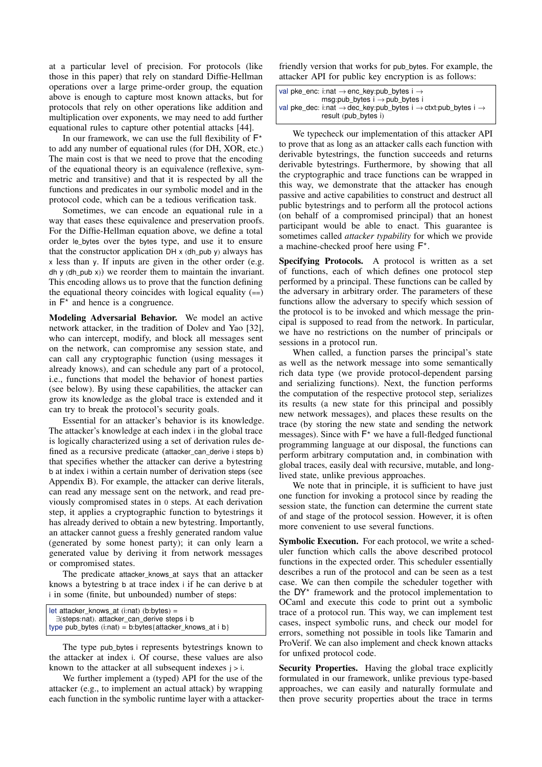at a particular level of precision. For protocols (like those in this paper) that rely on standard Diffie-Hellman operations over a large prime-order group, the equation above is enough to capture most known attacks, but for protocols that rely on other operations like addition and multiplication over exponents, we may need to add further equational rules to capture other potential attacks [44].

In our framework, we can use the full flexibility of F* to add any number of equational rules (for DH, XOR, etc.) to the symbolic model. The main cost is that we need to prove that the encoding of the equational theory is an equivalence (reflexive, symmetric and transitive) and that it is respected by all the functions and predicates in our symbolic model and in the protocol code, which can be a tedious verification task.

Sometimes, we can encode an equational rule in a way that eases these equivalence and preservation proofs. For the Diffie-Hellman equation above, we define a total order le_bytes over the bytes type, and use it to ensure that the constructor application DH x (dh_pub y) always has x less than y. If inputs are given in the other order (e.g. dh y (dh_pub x)) we reorder them to maintain the invariant. This encoding allows us to prove that the function defining the equational theory coincides with logical equality (==) in F* and hence is a congruence.

**Modeling Adversarial Behavior.** We model an active network attacker, in the tradition of Dolev and Yao [32], who can intercept, modify, and block all messages sent on the network, can compromise any session state, and can call any cryptographic function (using messages it already knows), and can schedule any part of a protocol, i.e., functions that model the behavior of honest parties (see below). By using these capabilities, the attacker can grow its knowledge as the global trace is extended and it can try to break the protocol's security goals.

Essential for an attacker's behavior is its knowledge. The attacker's knowledge at each index i in the global trace is logically characterized using a set of derivation rules defined as a recursive predicate (attacker_can_derive i steps b) that specifies whether the attacker can derive a bytestring b at index i within a certain number of derivation steps (see Appendix B). For example, the attacker can derive literals, can read any message sent on the network, and read previously compromised states in 0 steps. At each derivation step, it applies a cryptographic function to bytestrings it has already derived to obtain a new bytestring. Importantly, an attacker cannot guess a freshly generated random value (generated by some honest party); it can only learn a generated value by deriving it from network messages or compromised states.

The predicate attacker_knows_at says that an attacker knows a bytestring b at trace index i if he can derive b at i in some (finite, but unbounded) number of steps:

```
let attacker_knows_at (i:nat) (b:bytes) =
  ∃(steps:nat). attacker_can_derive steps i b
type pub_bytes (i:nat) = b:bytes{attacker_knows_at i b}
```

The type pub_bytes i represents bytestrings known to the attacker at index i. Of course, these values are also known to the attacker at all subsequent indexes j > i.

We further implement a (typed) API for the use of the attacker (e.g., to implement an actual attack) by wrapping each function in the symbolic runtime layer with a attacker-friendly version that works for pub_bytes. For example, the attacker API for public key encryption is as follows:

```
val pke_enc: i:nat → enc_key:pub_bytes i →
             msg:pub_bytes i → pub_bytes i
val pke_dec: i:nat → dec_key:pub_bytes i → ctxt:pub_bytes i →
             result (pub_bytes i)
```

We typecheck our implementation of this attacker API to prove that as long as an attacker calls each function with derivable bytestrings, the function succeeds and returns derivable bytestrings. Furthermore, by showing that all the cryptographic and trace functions can be wrapped in this way, we demonstrate that the attacker has enough passive and active capabilities to construct and destruct all public bytestrings and to perform all the protocol actions (on behalf of a compromised principal) that an honest participant would be able to enact. This guarantee is sometimes called *attacker typability* for which we provide a machine-checked proof here using F*.

**Specifying Protocols.** A protocol is written as a set of functions, each of which defines one protocol step performed by a principal. These functions can be called by the adversary in arbitrary order. The parameters of these functions allow the adversary to specify which session of the protocol is to be invoked and which message the principal is supposed to read from the network. In particular, we have no restrictions on the number of principals or sessions in a protocol run.

When called, a function parses the principal's state as well as the network message into some semantically rich data type (we provide protocol-dependent parsing and serializing functions). Next, the function performs the computation of the respective protocol step, serializes its results (a new state for this principal and possibly new network messages), and places these results on the trace (by storing the new state and sending the network messages). Since with F* we have a full-fledged functional programming language at our disposal, the functions can perform arbitrary computation and, in combination with global traces, easily deal with recursive, mutable, and long-lived state, unlike previous approaches.

We note that in principle, it is sufficient to have just one function for invoking a protocol since by reading the session state, the function can determine the current state of and stage of the protocol session. However, it is often more convenient to use several functions.

**Symbolic Execution.** For each protocol, we write a scheduler function which calls the above described protocol functions in the expected order. This scheduler essentially describes a run of the protocol and can be seen as a test case. We can then compile the scheduler together with the DY* framework and the protocol implementation to OCaml and execute this code to print out a symbolic trace of a protocol run. This way, we can implement test cases, inspect symbolic runs, and check our model for errors, something not possible in tools like Tamarin and ProVerif. We can also implement and check known attacks for unfixed protocol code.

**Security Properties.** Having the global trace explicitly formulated in our framework, unlike previous type-based approaches, we can easily and naturally formulate and then prove security properties about the trace in terms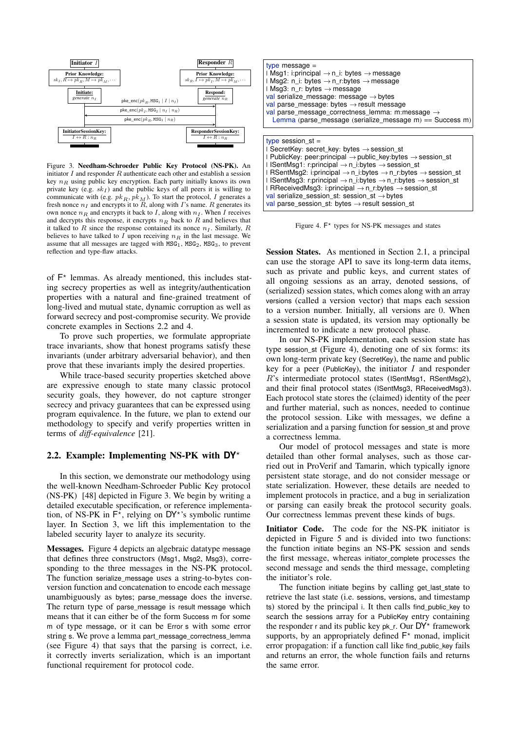Figure 3. **Needham-Schroeder Public Key Protocol (NS-PK).** An initiator $I$ and responder $R$ authenticate each other and establish a session key $n_R$ using public key encryption. Each party initially knows its own private key (e.g. $sk_I$) and the public keys of all peers it is willing to communicate with (e.g. $pk_R, pk_M$). To start the protocol, $I$ generates a fresh nonce $n_I$ and encrypts it to $R$, along with $I$'s name. $R$ generates its own nonce $n_R$ and encrypts it back to $I$, along with $n_I$. When $I$ receives and decrypts this response, it encrypts $n_R$ back to $R$ and believes that it talked to $R$ since the response contained its nonce $n_I$. Similarly, $R$ believes to have talked to $I$ upon receiving $n_R$ in the last message. We assume that all messages are tagged with $\mathtt{MSG}_1$, $\mathtt{MSG}_2$, $\mathtt{MSG}_3$, to prevent reflection and type-flaw attacks.

of F* lemmas. As already mentioned, this includes stating secrecy properties as well as integrity/authentication properties with a natural and fine-grained treatment of long-lived and mutual state, dynamic corruption as well as forward secrecy and post-compromise security. We provide concrete examples in Sections 2.2 and 4.

To prove such properties, we formulate appropriate trace invariants, show that honest programs satisfy these invariants (under arbitrary adversarial behavior), and then prove that these invariants imply the desired properties.

While trace-based security properties sketched above are expressive enough to state many classic protocol security goals, they however, do not capture stronger secrecy and privacy guarantees that can be expressed using program equivalence. In the future, we plan to extend our methodology to specify and verify properties written in terms of *diff-equivalence* [21].

## 2.2. Example: Implementing NS-PK with DY*

In this section, we demonstrate our methodology using the well-known Needham-Schroeder Public Key protocol (NS-PK) [48] depicted in Figure 3. We begin by writing a detailed executable specification, or reference implementation, of NS-PK in F*, relying on DY*'s symbolic runtime layer. In Section 3, we lift this implementation to the labeled security layer to analyze its security.

**Messages.** Figure 4 depicts an algebraic datatype message that defines three constructors (Msg1, Msg2, Msg3), corresponding to the three messages in the NS-PK protocol. The function serialize_message uses a string-to-bytes conversion function and concatenation to encode each message unambiguously as bytes; parse_message does the inverse. The return type of parse_message is result message which means that it can either be of the form Success m for some m of type message, or it can be Error s with some error string s. We prove a lemma part_message_correctness_lemma (see Figure 4) that says that the parsing is correct, i.e. it correctly inverts serialization, which is an important functional requirement for protocol code.

```
type message =
| Msg1: i:principal → n_i: bytes → message
| Msg2: n_i: bytes → n_r:bytes → message
| Msg3: n_r: bytes → message
val serialize_message: message → bytes
val parse_message: bytes → result message
val parse_message_correctness_lemma: m:message →
  Lemma (parse_message (serialize_message m) == Success m)
```

```
type session_st =
| SecretKey: secret_key: bytes → session_st
| PublicKey: peer:principal → public_key:bytes → session_st
| ISentMsg1: r:principal → n_i:bytes → session_st
| RSentMsg2: i:principal → n_i:bytes → n_r:bytes → session_st
| ISentMsg3: r:principal → n_i:bytes → n_r:bytes → session_st
| RReceivedMsg3: i:principal → n_r:bytes → session_st
val serialize_session_st: session_st → bytes
val parse_session_st: bytes → result session_st
```

Figure 4. F* types for NS-PK messages and states

**Session States.** As mentioned in Section 2.1, a principal can use the storage API to save its long-term data items, such as private and public keys, and current states of all ongoing sessions as an array, denoted sessions, of (serialized) session states, which comes along with an array versions (called a version vector) that maps each session to a version number. Initially, all versions are 0. When a session state is updated, its version may optionally be incremented to indicate a new protocol phase.

In our NS-PK implementation, each session state has type session_st (Figure 4), denoting one of six forms: its own long-term private key (SecretKey), the name and public key for a peer (PublicKey), the initiator $I$ and responder $R$'s intermediate protocol states (ISentMsg1, RSentMsg2), and their final protocol states (ISentMsg3, RReceivedMsg3). Each protocol state stores the (claimed) identity of the peer and further material, such as nonces, needed to continue the protocol session. Like with messages, we define a serialization and a parsing function for session_st and prove a correctness lemma.

Our model of protocol messages and state is more detailed than other formal analyses, such as those carried out in ProVerif and Tamarin, which typically ignore persistent state storage, and do not consider message or state serialization. However, these details are needed to implement protocols in practice, and a bug in serialization or parsing can easily break the protocol security goals. Our correctness lemmas prevent these kinds of bugs.

**Initiator Code.** The code for the NS-PK initiator is depicted in Figure 5 and is divided into two functions: the function initiate begins an NS-PK session and sends the first message, whereas initiator_complete processes the second message and sends the third message, completing the initiator's role.

The function initiate begins by calling get_last_state to retrieve the last state (i.e. sessions, versions, and timestamp ts) stored by the principal i. It then calls find_public_key to search the sessions array for a PublicKey entry containing the responder r and its public key pk_r. Our DY* framework supports, by an appropriately defined F* monad, implicit error propagation: if a function call like find_public_key fails and returns an error, the whole function fails and returns the same error.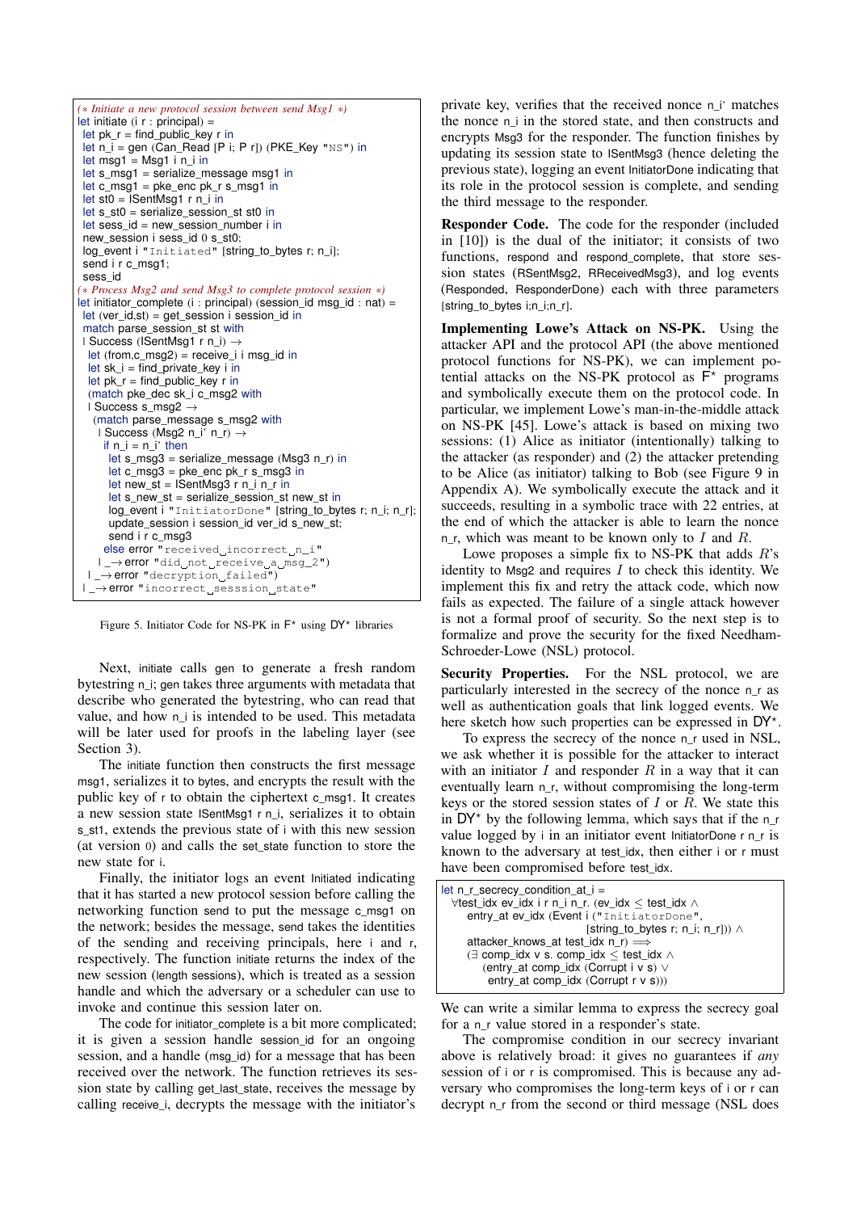```
(* Initiate a new protocol session between send Msg1 *)
let initiate (i r : principal) =
 let pk_r = find_public_key r in
 let n_i = gen (Can_Read [P i; P r]) (PKE_Key "NS") in
 let msg1 = Msg1 i n_i in
 let s_msg1 = serialize_message msg1 in
 let c_msg1 = pke_enc pk_r s_msg1 in
 let st0 = ISentMsg1 r n_i in
 let s_st0 = serialize_session_st st0 in
 let sess_id = new_session_number i in
 new_session i sess_id 0 s_st0;
 log_event i "Initiated" [string_to_bytes r; n_i];
 send i r c_msg1;
 sess_id
(* Process Msg2 and send Msg3 to complete protocol session *)
let initiator_complete (i : principal) (session_id msg_id : nat) =
 let (ver_id,st) = get_session i session_id in
 match parse_session_st st with
 | Success (ISentMsg1 r n_i) →
  let (from,c_msg2) = receive_i i msg_id in
  let sk_i = find_private_key i in
  let pk_r = find_public_key r in
  (match pke_dec sk_i c_msg2 with
  | Success s_msg2 →
   (match parse_message s_msg2 with
    | Success (Msg2 n_i' n_r) →
     if n_i = n_i' then
      let s_msg3 = serialize_message (Msg3 n_r) in
      let c_msg3 = pke_enc pk_r s_msg3 in
      let new_st = ISentMsg3 r n_i n_r in
      let s_new_st = serialize_session_st new_st in
      log_event i "InitiatorDone" [string_to_bytes r; n_i; n_r];
      update_session i session_id ver_id s_new_st;
      send i r c_msg3
     else error "received incorrect n_i"
    | _ → error "did not receive a msg_2")
  | _ → error "decryption failed")
 | _ → error "incorrect sesssion state"
```

Figure 5. Initiator Code for NS-PK in F* using DY* libraries

Next, initiate calls gen to generate a fresh random bytestring n_i; gen takes three arguments with metadata that describe who generated the bytestring, who can read that value, and how n_i is intended to be used. This metadata will be later used for proofs in the labeling layer (see Section 3).

The initiate function then constructs the first message msg1, serializes it to bytes, and encrypts the result with the public key of r to obtain the ciphertext c_msg1. It creates a new session state ISentMsg1 r n_i, serializes it to obtain s_st1, extends the previous state of i with this new session (at version 0) and calls the set_state function to store the new state for i.

Finally, the initiator logs an event Initiated indicating that it has started a new protocol session before calling the networking function send to put the message c_msg1 on the network; besides the message, send takes the identities of the sending and receiving principals, here i and r, respectively. The function initiate returns the index of the new session (length sessions), which is treated as a session handle and which the adversary or a scheduler can use to invoke and continue this session later on.

The code for initiator_complete is a bit more complicated; it is given a session handle session_id for an ongoing session, and a handle (msg_id) for a message that has been received over the network. The function retrieves its session state by calling get_last_state, receives the message by calling receive_i, decrypts the message with the initiator's private key, verifies that the received nonce n_i' matches the nonce n_i in the stored state, and then constructs and encrypts Msg3 for the responder. The function finishes by updating its session state to ISentMsg3 (hence deleting the previous state), logging an event InitiatorDone indicating that its role in the protocol session is complete, and sending the third message to the responder.

**Responder Code.** The code for the responder (included in [10]) is the dual of the initiator; it consists of two functions, respond and respond_complete, that store session states (RSentMsg2, RReceivedMsg3), and log events (Responded, ResponderDone) each with three parameters [string_to_bytes i;n_i;n_r].

**Implementing Lowe's Attack on NS-PK.** Using the attacker API and the protocol API (the above mentioned protocol functions for NS-PK), we can implement potential attacks on the NS-PK protocol as F* programs and symbolically execute them on the protocol code. In particular, we implement Lowe's man-in-the-middle attack on NS-PK [45]. Lowe's attack is based on mixing two sessions: (1) Alice as initiator (intentionally) talking to the attacker (as responder) and (2) the attacker pretending to be Alice (as initiator) talking to Bob (see Figure 9 in Appendix A). We symbolically execute the attack and it succeeds, resulting in a symbolic trace with 22 entries, at the end of which the attacker is able to learn the nonce n_r, which was meant to be known only to $I$ and $R$.

Lowe proposes a simple fix to NS-PK that adds $R$'s identity to Msg2 and requires $I$ to check this identity. We implement this fix and retry the attack code, which now fails as expected. The failure of a single attack however is not a formal proof of security. So the next step is to formalize and prove the security for the fixed Needham-Schroeder-Lowe (NSL) protocol.

**Security Properties.** For the NSL protocol, we are particularly interested in the secrecy of the nonce n_r as well as authentication goals that link logged events. We here sketch how such properties can be expressed in DY*.

To express the secrecy of the nonce n_r used in NSL, we ask whether it is possible for the attacker to interact with an initiator $I$ and responder $R$ in a way that it can eventually learn n_r, without compromising the long-term keys or the stored session states of $I$ or $R$. We state this in DY* by the following lemma, which says that if the n_r value logged by i in an initiator event InitiatorDone r n_r is known to the adversary at test_idx, then either i or r must have been compromised before test_idx.

```
let n_r_secrecy_condition_at_i =
  ∀test_idx ev_idx i r n_i n_r. (ev_idx ≤ test_idx ∧
    entry_at ev_idx (Event i ("InitiatorDone",
                     [string_to_bytes r; n_i; n_r])) ∧
    attacker_knows_at test_idx n_r) ⟹
    (∃ comp_idx v s. comp_idx ≤ test_idx ∧
       (entry_at comp_idx (Corrupt i v s) ∨
        entry_at comp_idx (Corrupt r v s)))
```

We can write a similar lemma to express the secrecy goal for a n_r value stored in a responder's state.

The compromise condition in our secrecy invariant above is relatively broad: it gives no guarantees if *any* session of i or r is compromised. This is because any adversary who compromises the long-term keys of i or r can decrypt n_r from the second or third message (NSL does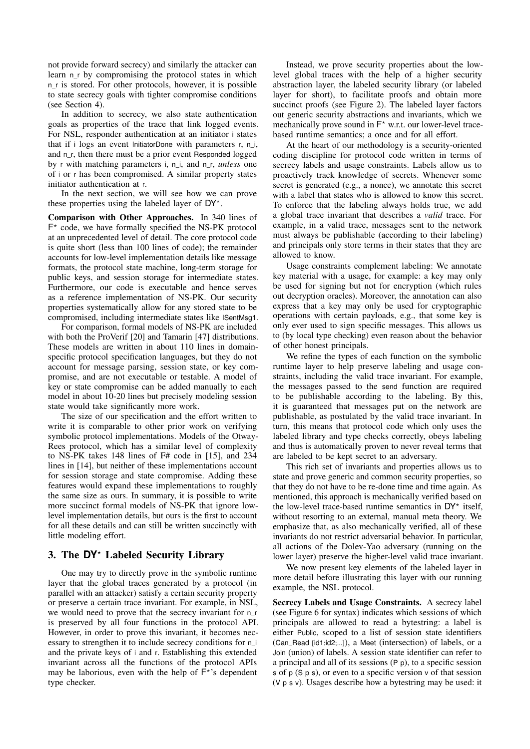not provide forward secrecy) and similarly the attacker can learn n_r by compromising the protocol states in which n_r is stored. For other protocols, however, it is possible to state secrecy goals with tighter compromise conditions (see Section 4).

In addition to secrecy, we also state authentication goals as properties of the trace that link logged events. For NSL, responder authentication at an initiator i states that if i logs an event InitiatorDone with parameters r, n_i, and n_r, then there must be a prior event Responded logged by r with matching parameters i, n_i, and n_r, *unless* one of i or r has been compromised. A similar property states initiator authentication at r.

In the next section, we will see how we can prove these properties using the labeled layer of DY*.

**Comparison with Other Approaches.** In 340 lines of F* code, we have formally specified the NS-PK protocol at an unprecedented level of detail. The core protocol code is quite short (less than 100 lines of code); the remainder accounts for low-level implementation details like message formats, the protocol state machine, long-term storage for public keys, and session storage for intermediate states. Furthermore, our code is executable and hence serves as a reference implementation of NS-PK. Our security properties systematically allow for any stored state to be compromised, including intermediate states like ISentMsg1.

For comparison, formal models of NS-PK are included with both the ProVerif [20] and Tamarin [47] distributions. These models are written in about 110 lines in domain-specific protocol specification languages, but they do not account for message parsing, session state, or key compromise, and are not executable or testable. A model of key or state compromise can be added manually to each model in about 10-20 lines but precisely modeling session state would take significantly more work.

The size of our specification and the effort written to write it is comparable to other prior work on verifying symbolic protocol implementations. Models of the Otway-Rees protocol, which has a similar level of complexity to NS-PK takes 148 lines of F# code in [15], and 234 lines in [14], but neither of these implementations account for session storage and state compromise. Adding these features would expand these implementations to roughly the same size as ours. In summary, it is possible to write more succinct formal models of NS-PK that ignore low-level implementation details, but ours is the first to account for all these details and can still be written succinctly with little modeling effort.

## 3. The DY* Labeled Security Library

One may try to directly prove in the symbolic runtime layer that the global traces generated by a protocol (in parallel with an attacker) satisfy a certain security property or preserve a certain trace invariant. For example, in NSL, we would need to prove that the secrecy invariant for n_r is preserved by all four functions in the protocol API. However, in order to prove this invariant, it becomes necessary to strengthen it to include secrecy conditions for n_i and the private keys of i and r. Establishing this extended invariant across all the functions of the protocol APIs may be laborious, even with the help of F*'s dependent type checker.

Instead, we prove security properties about the low-level global traces with the help of a higher security abstraction layer, the labeled security library (or labeled layer for short), to facilitate proofs and obtain more succinct proofs (see Figure 2). The labeled layer factors out generic security abstractions and invariants, which we mechanically prove sound in F* w.r.t. our lower-level trace-based runtime semantics; a once and for all effort.

At the heart of our methodology is a security-oriented coding discipline for protocol code written in terms of secrecy labels and usage constraints. Labels allow us to proactively track knowledge of secrets. Whenever some secret is generated (e.g., a nonce), we annotate this secret with a label that states who is allowed to know this secret. To enforce that the labeling always holds true, we add a global trace invariant that describes a *valid* trace. For example, in a valid trace, messages sent to the network must always be publishable (according to their labeling) and principals only store terms in their states that they are allowed to know.

Usage constraints complement labeling: We annotate key material with a usage, for example: a key may only be used for signing but not for encryption (which rules out decryption oracles). Moreover, the annotation can also express that a key may only be used for cryptographic operations with certain payloads, e.g., that some key is only ever used to sign specific messages. This allows us to (by local type checking) even reason about the behavior of other honest principals.

We refine the types of each function on the symbolic runtime layer to help preserve labeling and usage constraints, including the valid trace invariant. For example, the messages passed to the send function are required to be publishable according to the labeling. By this, it is guaranteed that messages put on the network are publishable, as postulated by the valid trace invariant. In turn, this means that protocol code which only uses the labeled library and type checks correctly, obeys labeling and thus is automatically proven to never reveal terms that are labeled to be kept secret to an adversary.

This rich set of invariants and properties allows us to state and prove generic and common security properties, so that they do not have to be re-done time and time again. As mentioned, this approach is mechanically verified based on the low-level trace-based runtime semantics in DY* itself, without resorting to an external, manual meta theory. We emphasize that, as also mechanically verified, all of these invariants do not restrict adversarial behavior. In particular, all actions of the Dolev-Yao adversary (running on the lower layer) preserve the higher-level valid trace invariant.

We now present key elements of the labeled layer in more detail before illustrating this layer with our running example, the NSL protocol.

**Secrecy Labels and Usage Constraints.** A secrecy label (see Figure 6 for syntax) indicates which sessions of which principals are allowed to read a bytestring: a label is either Public, scoped to a list of session state identifiers (Can_Read [id1;id2;...]), a Meet (intersection) of labels, or a Join (union) of labels. A session state identifier can refer to a principal and all of its sessions (P p), to a specific session s of p (S p s), or even to a specific version v of that session (V p s v). Usages describe how a bytestring may be used: it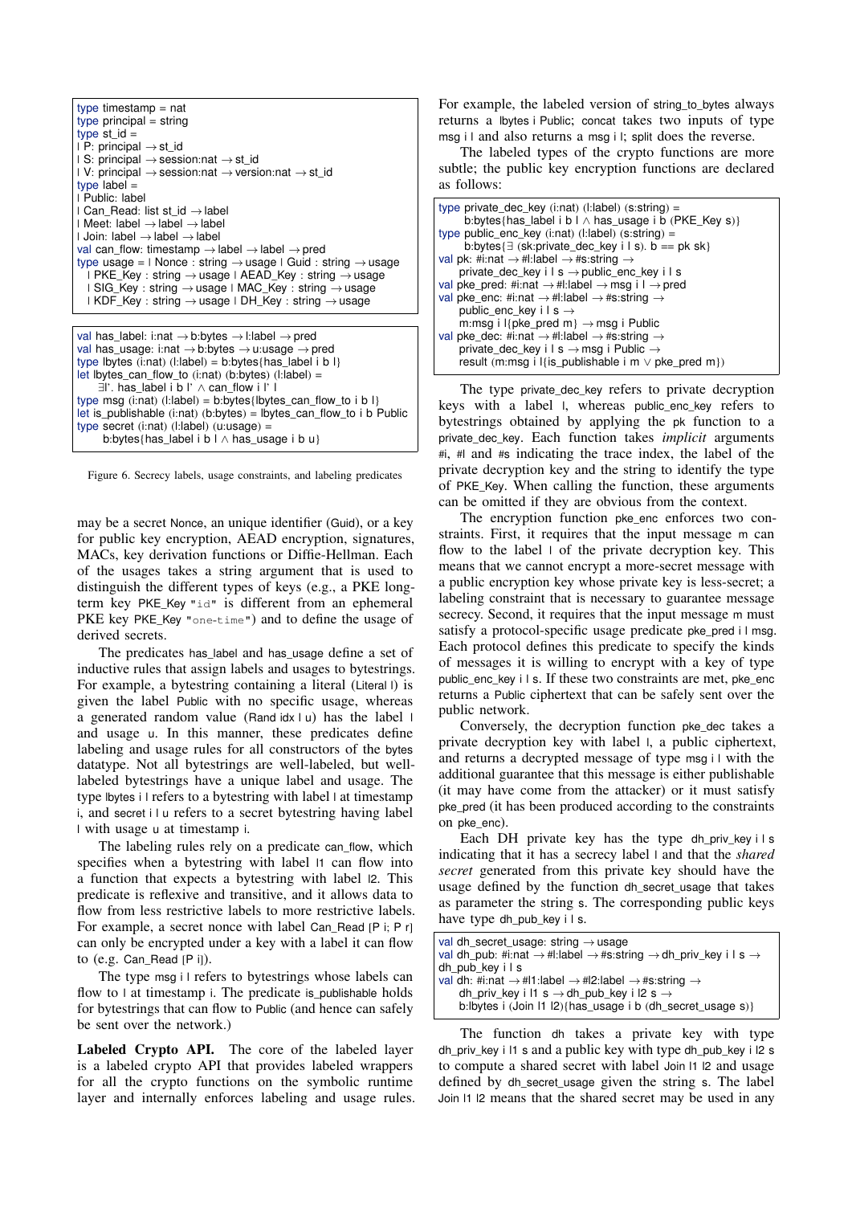```
type timestamp = nat
type principal = string
type st_id =
| P: principal → st_id
| S: principal → session:nat → st_id
| V: principal → session:nat → version:nat → st_id
type label =
| Public: label
| Can_Read: list st_id → label
| Meet: label → label → label
| Join: label → label → label
val can_flow: timestamp → label → label → pred
type usage = | Nonce : string → usage | Guid : string → usage
  | PKE_Key : string → usage | AEAD_Key : string → usage
  | SIG_Key : string → usage | MAC_Key : string → usage
  | KDF_Key : string → usage | DH_Key : string → usage
```

```
val has_label: i:nat → b:bytes → l:label → pred
val has_usage: i:nat → b:bytes → u:usage → pred
type lbytes (i:nat) (l:label) = b:bytes{has_label i b l}
let lbytes_can_flow_to (i:nat) (b:bytes) (l:label) =
    ∃l'. has_label i b l' ∧ can_flow i l' l
type msg (i:nat) (l:label) = b:bytes{lbytes_can_flow_to i b l}
let is_publishable (i:nat) (b:bytes) = lbytes_can_flow_to i b Public
type secret (i:nat) (l:label) (u:usage) =
    b:bytes{has_label i b l ∧ has_usage i b u}
```

Figure 6. Secrecy labels, usage constraints, and labeling predicates

may be a secret Nonce, an unique identifier (Guid), or a key for public key encryption, AEAD encryption, signatures, MACs, key derivation functions or Diffie-Hellman. Each of the usages takes a string argument that is used to distinguish the different types of keys (e.g., a PKE long-term key PKE_Key "id" is different from an ephemeral PKE key PKE_Key "one-time") and to define the usage of derived secrets.

The predicates has_label and has_usage define a set of inductive rules that assign labels and usages to bytestrings. For example, a bytestring containing a literal (Literal l) is given the label Public with no specific usage, whereas a generated random value (Rand idx l u) has the label l and usage u. In this manner, these predicates define labeling and usage rules for all constructors of the bytes datatype. Not all bytestrings are well-labeled, but well-labeled bytestrings have a unique label and usage. The type lbytes i l refers to a bytestring with label l at timestamp i, and secret i l u refers to a secret bytestring having label l with usage u at timestamp i.

The labeling rules rely on a predicate can_flow, which specifies when a bytestring with label l1 can flow into a function that expects a bytestring with label l2. This predicate is reflexive and transitive, and it allows data to flow from less restrictive labels to more restrictive labels. For example, a secret nonce with label Can_Read [P i; P r] can only be encrypted under a key with a label it can flow to (e.g. Can_Read [P i]).

The type msg i l refers to bytestrings whose labels can flow to l at timestamp i. The predicate is_publishable holds for bytestrings that can flow to Public (and hence can safely be sent over the network.)

**Labeled Crypto API.** The core of the labeled layer is a labeled crypto API that provides labeled wrappers for all the crypto functions on the symbolic runtime layer and internally enforces labeling and usage rules. For example, the labeled version of string_to_bytes always returns a lbytes i Public; concat takes two inputs of type msg i l and also returns a msg i l; split does the reverse.

The labeled types of the crypto functions are more subtle; the public key encryption functions are declared as follows:

```
type private_dec_key (i:nat) (l:label) (s:string) =
    b:bytes{has_label i b l ∧ has_usage i b (PKE_Key s)}
type public_enc_key (i:nat) (l:label) (s:string) =
    b:bytes{∃ (sk:private_dec_key i l s). b == pk sk}
val pk: #i:nat → #l:label → #s:string →
    private_dec_key i l s → public_enc_key i l s
val pke_pred: #i:nat → #l:label → msg i l → pred
val pke_enc: #i:nat → #l:label → #s:string →
    public_enc_key i l s →
    m:msg i l{pke_pred m} → msg i Public
val pke_dec: #i:nat → #l:label → #s:string →
    private_dec_key i l s → msg i Public →
    result (m:msg i l{is_publishable i m ∨ pke_pred m})
```

The type private_dec_key refers to private decryption keys with a label l, whereas public_enc_key refers to bytestrings obtained by applying the pk function to a private_dec_key. Each function takes *implicit* arguments #i, #l and #s indicating the trace index, the label of the private decryption key and the string to identify the type of PKE_Key. When calling the function, these arguments can be omitted if they are obvious from the context.

The encryption function pke_enc enforces two constraints. First, it requires that the input message m can flow to the label l of the private decryption key. This means that we cannot encrypt a more-secret message with a public encryption key whose private key is less-secret; a labeling constraint that is necessary to guarantee message secrecy. Second, it requires that the input message m must satisfy a protocol-specific usage predicate pke_pred i l msg. Each protocol defines this predicate to specify the kinds of messages it is willing to encrypt with a key of type public_enc_key i l s. If these two constraints are met, pke_enc returns a Public ciphertext that can be safely sent over the public network.

Conversely, the decryption function pke_dec takes a private decryption key with label l, a public ciphertext, and returns a decrypted message of type msg i l with the additional guarantee that this message is either publishable (it may have come from the attacker) or it must satisfy pke_pred (it has been produced according to the constraints on pke_enc).

Each DH private key has the type dh_priv_key i l s indicating that it has a secrecy label l and that the *shared secret* generated from this private key should have the usage defined by the function dh_secret_usage that takes as parameter the string s. The corresponding public keys have type dh_pub_key i l s.

```
val dh_secret_usage: string → usage
val dh_pub: #i:nat → #l:label → #s:string → dh_priv_key i l s →
dh_pub_key i l s
val dh: #i:nat → #l1:label → #l2:label → #s:string →
    dh_priv_key i l1 s → dh_pub_key i l2 s →
    b:lbytes i (Join l1 l2){has_usage i b (dh_secret_usage s)}
```

The function dh takes a private key with type dh_priv_key i l1 s and a public key with type dh_pub_key i l2 s to compute a shared secret with label Join l1 l2 and usage defined by dh_secret_usage given the string s. The label Join l1 l2 means that the shared secret may be used in any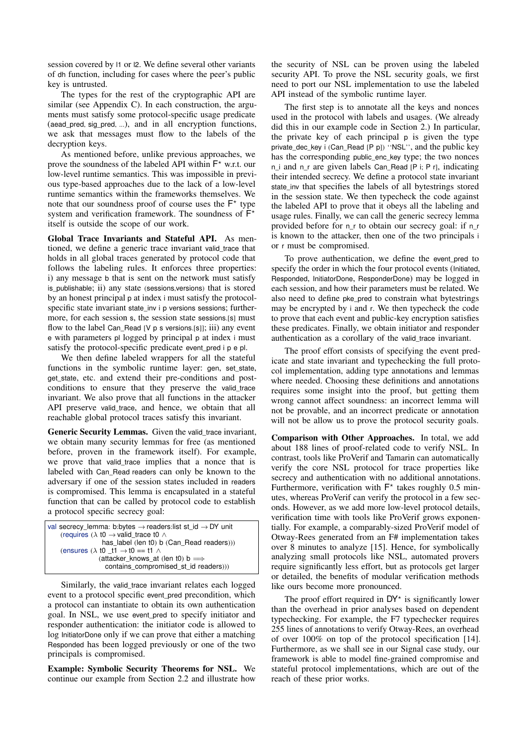session covered by l1 or l2. We define several other variants of dh function, including for cases where the peer's public key is untrusted.

The types for the rest of the cryptographic API are similar (see Appendix C). In each construction, the arguments must satisfy some protocol-specific usage predicate (aead_pred, sig_pred, ...), and in all encryption functions, we ask that messages must flow to the labels of the decryption keys.

As mentioned before, unlike previous approaches, we prove the soundness of the labeled API within F* w.r.t. our low-level runtime semantics. This was impossible in previous type-based approaches due to the lack of a low-level runtime semantics within the frameworks themselves. We note that our soundness proof of course uses the F* type system and verification framework. The soundness of F* itself is outside the scope of our work.

**Global Trace Invariants and Stateful API.** As mentioned, we define a generic trace invariant valid_trace that holds in all global traces generated by protocol code that follows the labeling rules. It enforces three properties: i) any message b that is sent on the network must satisfy is_publishable; ii) any state (sessions,versions) that is stored by an honest principal p at index i must satisfy the protocol-specific state invariant state_inv i p versions sessions; furthermore, for each session s, the session state sessions.[s] must flow to the label Can_Read [V p s versions.[s]]; iii) any event e with parameters pl logged by principal p at index i must satisfy the protocol-specific predicate event_pred i p e pl.

We then define labeled wrappers for all the stateful functions in the symbolic runtime layer: gen, set_state, get_state, etc. and extend their pre-conditions and post-conditions to ensure that they preserve the valid_trace invariant. We also prove that all functions in the attacker API preserve valid_trace, and hence, we obtain that all reachable global protocol traces satisfy this invariant.

**Generic Security Lemmas.** Given the valid_trace invariant, we obtain many security lemmas for free (as mentioned before, proven in the framework itself). For example, we prove that valid_trace implies that a nonce that is labeled with Can_Read readers can only be known to the adversary if one of the session states included in readers is compromised. This lemma is encapsulated in a stateful function that can be called by protocol code to establish a protocol specific secrecy goal:

```
val secrecy_lemma: b:bytes → readers:list st_id → DY unit
    (requires (λ t0 → valid_trace t0 ∧
                has_label (len t0) b (Can_Read readers)))
    (ensures (λ t0 _t1 → t0 == t1 ∧
               (attacker_knows_at (len t0) b ⟹
                 contains_compromised_st_id readers)))
```

Similarly, the valid_trace invariant relates each logged event to a protocol specific event_pred precondition, which a protocol can instantiate to obtain its own authentication goal. In NSL, we use event_pred to specify initiator and responder authentication: the initiator code is allowed to log InitiatorDone only if we can prove that either a matching Responded has been logged previously or one of the two principals is compromised.

**Example: Symbolic Security Theorems for NSL.** We continue our example from Section 2.2 and illustrate how the security of NSL can be proven using the labeled security API. To prove the NSL security goals, we first need to port our NSL implementation to use the labeled API instead of the symbolic runtime layer.

The first step is to annotate all the keys and nonces used in the protocol with labels and usages. (We already did this in our example code in Section 2.) In particular, the private key of each principal p is given the type private_dec_key i (Can_Read [P p]) ''NSL'', and the public key has the corresponding public_enc_key type; the two nonces n_i and n_r are given labels Can_Read [P i; P r], indicating their intended secrecy. We define a protocol state invariant state_inv that specifies the labels of all bytestrings stored in the session state. We then typecheck the code against the labeled API to prove that it obeys all the labeling and usage rules. Finally, we can call the generic secrecy lemma provided before for n_r to obtain our secrecy goal: if n_r is known to the attacker, then one of the two principals i or r must be compromised.

To prove authentication, we define the event_pred to specify the order in which the four protocol events (Initiated, Responded, InitiatorDone, ResponderDone) may be logged in each session, and how their parameters must be related. We also need to define pke_pred to constrain what bytestrings may be encrypted by i and r. We then typecheck the code to prove that each event and public-key encryption satisfies these predicates. Finally, we obtain initiator and responder authentication as a corollary of the valid_trace invariant.

The proof effort consists of specifying the event predicate and state invariant and typechecking the full protocol implementation, adding type annotations and lemmas where needed. Choosing these definitions and annotations requires some insight into the proof, but getting them wrong cannot affect soundness: an incorrect lemma will not be provable, and an incorrect predicate or annotation will not be allow us to prove the protocol security goals.

**Comparison with Other Approaches.** In total, we add about 188 lines of proof-related code to verify NSL. In contrast, tools like ProVerif and Tamarin can automatically verify the core NSL protocol for trace properties like secrecy and authentication with no additional annotations. Furthermore, verification with F* takes roughly 0.5 minutes, whereas ProVerif can verify the protocol in a few seconds. However, as we add more low-level protocol details, verification time with tools like ProVerif grows exponentially. For example, a comparably-sized ProVerif model of Otway-Rees generated from an F# implementation takes over 8 minutes to analyze [15]. Hence, for symbolically analyzing small protocols like NSL, automated provers require significantly less effort, but as protocols get larger or detailed, the benefits of modular verification methods like ours become more pronounced.

The proof effort required in DY* is significantly lower than the overhead in prior analyses based on dependent typechecking. For example, the F7 typechecker requires 255 lines of annotations to verify Otway-Rees, an overhead of over 100% on top of the protocol specification [14]. Furthermore, as we shall see in our Signal case study, our framework is able to model fine-grained compromise and stateful protocol implementations, which are out of the reach of these prior works.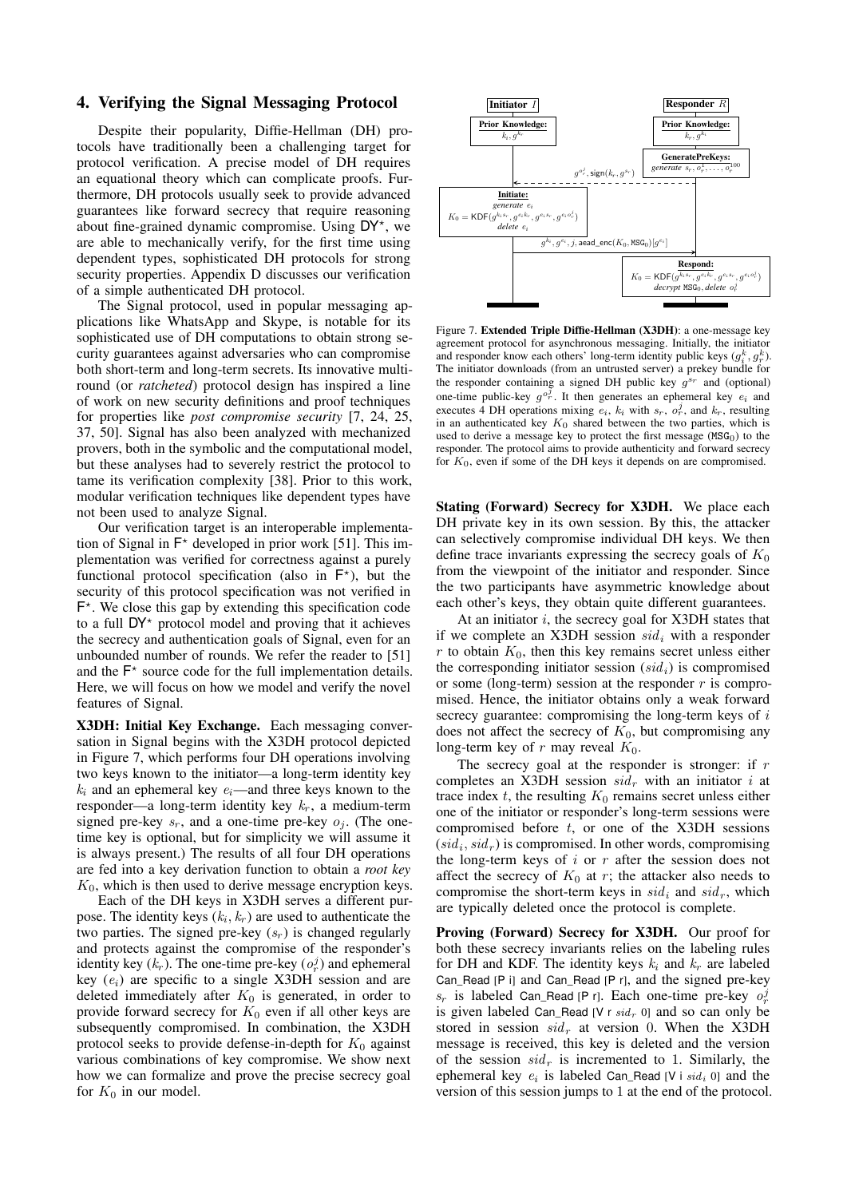## 4. Verifying the Signal Messaging Protocol

Despite their popularity, Diffie-Hellman (DH) protocols have traditionally been a challenging target for protocol verification. A precise model of DH requires an equational theory which can complicate proofs. Furthermore, DH protocols usually seek to provide advanced guarantees like forward secrecy that require reasoning about fine-grained dynamic compromise. Using DY$^\star$, we are able to mechanically verify, for the first time using dependent types, sophisticated DH protocols for strong security properties. Appendix D discusses our verification of a simple authenticated DH protocol.

The Signal protocol, used in popular messaging applications like WhatsApp and Skype, is notable for its sophisticated use of DH computations to obtain strong security guarantees against adversaries who can compromise both short-term and long-term secrets. Its innovative multi-round (or *ratcheted*) protocol design has inspired a line of work on new security definitions and proof techniques for properties like *post compromise security* [7, 24, 25, 37, 50]. Signal has also been analyzed with mechanized provers, both in the symbolic and the computational model, but these analyses had to severely restrict the protocol to tame its verification complexity [38]. Prior to this work, modular verification techniques like dependent types have not been used to analyze Signal.

Our verification target is an interoperable implementation of Signal in F$^\star$ developed in prior work [51]. This implementation was verified for correctness against a purely functional protocol specification (also in F$^\star$), but the security of this protocol specification was not verified in F$^\star$. We close this gap by extending this specification code to a full DY$^\star$ protocol model and proving that it achieves the secrecy and authentication goals of Signal, even for an unbounded number of rounds. We refer the reader to [51] and the F$^\star$ source code for the full implementation details. Here, we will focus on how we model and verify the novel features of Signal.

**X3DH: Initial Key Exchange.** Each messaging conversation in Signal begins with the X3DH protocol depicted in Figure 7, which performs four DH operations involving two keys known to the initiator—a long-term identity key $k_i$ and an ephemeral key $e_i$—and three keys known to the responder—a long-term identity key $k_r$, a medium-term signed pre-key $s_r$, and a one-time pre-key $o_j$. (The one-time key is optional, but for simplicity we will assume it is always present.) The results of all four DH operations are fed into a key derivation function to obtain a *root key* $K_0$, which is then used to derive message encryption keys.

Each of the DH keys in X3DH serves a different purpose. The identity keys ($k_i, k_r$) are used to authenticate the two parties. The signed pre-key ($s_r$) is changed regularly and protects against the compromise of the responder's identity key ($k_r$). The one-time pre-key ($o_r^j$) and ephemeral key ($e_i$) are specific to a single X3DH session and are deleted immediately after $K_0$ is generated, in order to provide forward secrecy for $K_0$ even if all other keys are subsequently compromised. In combination, the X3DH protocol seeks to provide defense-in-depth for $K_0$ against various combinations of key compromise. We show next how we can formalize and prove the precise secrecy goal for $K_0$ in our model.

**Initiator $I$** — Prior Knowledge: $k_i, g^{k_r}$

**Responder $R$** — Prior Knowledge: $k_r, g^{k_i}$

**GeneratePreKeys:** *generate* $s_r, o_r^1, \ldots, o_r^{100}$

$R \dashrightarrow I$: $g^{o_r^j}, \mathsf{sign}(k_r, g^{s_r})$

**Initiate:** *generate* $e_i$; $K_0 = \mathsf{KDF}(g^{k_i s_r}, g^{e_i k_r}, g^{e_i s_r}, g^{e_i o_r^j})$; *delete* $e_i$

$I \rightarrow R$: $g^{k_i}, g^{e_i}, j, \mathsf{aead\_enc}(K_0, \mathtt{MSG}_0)[g^{e_i}]$

**Respond:** $K_0 = \mathsf{KDF}(g^{k_i s_r}, g^{e_i k_r}, g^{e_i s_r}, g^{e_i o_r^j})$; *decrypt* $\mathtt{MSG}_0$, *delete* $o_r^j$

Figure 7. **Extended Triple Diffie-Hellman (X3DH)**: a one-message key agreement protocol for asynchronous messaging. Initially, the initiator and responder know each others' long-term identity public keys ($g_i^k, g_r^k$). The initiator downloads (from an untrusted server) a prekey bundle for the responder containing a signed DH public key $g^{s_r}$ and (optional) one-time public-key $g^{o_r^j}$. It then generates an ephemeral key $e_i$ and executes 4 DH operations mixing $e_i$, $k_i$ with $s_r$, $o_r^j$, and $k_r$, resulting in an authenticated key $K_0$ shared between the two parties, which is used to derive a message key to protect the first message ($\mathtt{MSG}_0$) to the responder. The protocol aims to provide authenticity and forward secrecy for $K_0$, even if some of the DH keys it depends on are compromised.

**Stating (Forward) Secrecy for X3DH.** We place each DH private key in its own session. By this, the attacker can selectively compromise individual DH keys. We then define trace invariants expressing the secrecy goals of $K_0$ from the viewpoint of the initiator and responder. Since the two participants have asymmetric knowledge about each other's keys, they obtain quite different guarantees.

At an initiator $i$, the secrecy goal for X3DH states that if we complete an X3DH session $sid_i$ with a responder $r$ to obtain $K_0$, then this key remains secret unless either the corresponding initiator session ($sid_i$) is compromised or some (long-term) session at the responder $r$ is compromised. Hence, the initiator obtains only a weak forward secrecy guarantee: compromising the long-term keys of $i$ does not affect the secrecy of $K_0$, but compromising any long-term key of $r$ may reveal $K_0$.

The secrecy goal at the responder is stronger: if $r$ completes an X3DH session $sid_r$ with an initiator $i$ at trace index $t$, the resulting $K_0$ remains secret unless either one of the initiator or responder's long-term sessions were compromised before $t$, or one of the X3DH sessions ($sid_i$, $sid_r$) is compromised. In other words, compromising the long-term keys of $i$ or $r$ after the session does not affect the secrecy of $K_0$ at $r$; the attacker also needs to compromise the short-term keys in $sid_i$ and $sid_r$, which are typically deleted once the protocol is complete.

**Proving (Forward) Secrecy for X3DH.** Our proof for both these secrecy invariants relies on the labeling rules for DH and KDF. The identity keys $k_i$ and $k_r$ are labeled Can_Read [P i] and Can_Read [P r], and the signed pre-key $s_r$ is labeled Can_Read [P r]. Each one-time pre-key $o_r^j$ is given labeled Can_Read [V r $sid_r$ 0] and so can only be stored in session $sid_r$ at version 0. When the X3DH message is received, this key is deleted and the version of the session $sid_r$ is incremented to 1. Similarly, the ephemeral key $e_i$ is labeled Can_Read [V i $sid_i$ 0] and the version of this session jumps to 1 at the end of the protocol.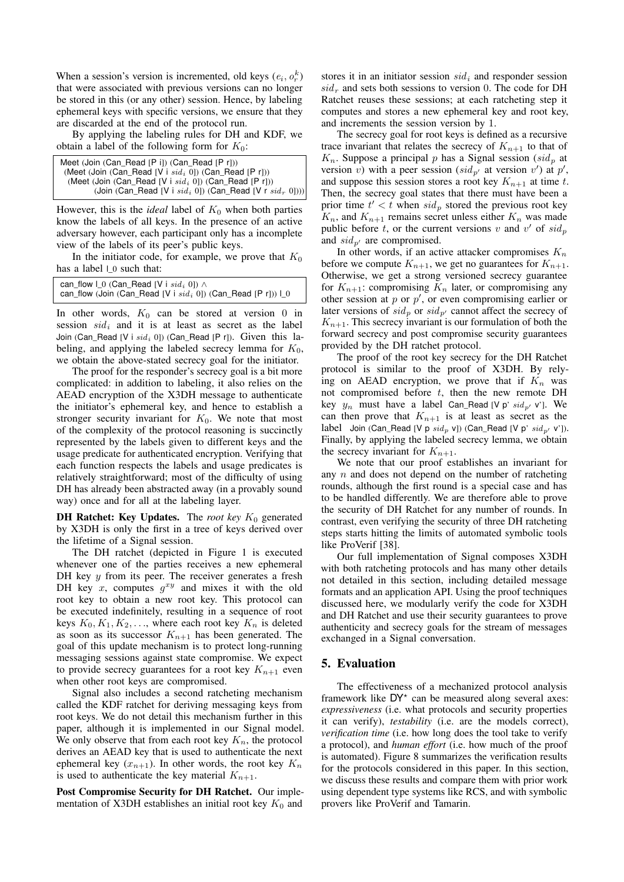When a session's version is incremented, old keys ($e_i, o_r^k$) that were associated with previous versions can no longer be stored in this (or any other) session. Hence, by labeling ephemeral keys with specific versions, we ensure that they are discarded at the end of the protocol run.

By applying the labeling rules for DH and KDF, we obtain a label of the following form for $K_0$:

```
Meet (Join (Can_Read [P i]) (Can_Read [P r]))
 (Meet (Join (Can_Read [V i sid_i 0]) (Can_Read [P r]))
  (Meet (Join (Can_Read [V i sid_i 0]) (Can_Read [P r]))
        (Join (Can_Read [V i sid_i 0]) (Can_Read [V r sid_r 0]))))
```

However, this is the *ideal* label of $K_0$ when both parties know the labels of all keys. In the presence of an active adversary however, each participant only has a incomplete view of the labels of its peer's public keys.

In the initiator code, for example, we prove that $K_0$ has a label l_0 such that:

```
can_flow l_0 (Can_Read [V i sid_i 0]) ∧
can_flow (Join (Can_Read [V i sid_i 0]) (Can_Read [P r])) l_0
```

In other words, $K_0$ can be stored at version 0 in session $sid_i$ and it is at least as secret as the label Join (Can_Read [V i $sid_i$ 0]) (Can_Read [P r]). Given this labeling, and applying the labeled secrecy lemma for $K_0$, we obtain the above-stated secrecy goal for the initiator.

The proof for the responder's secrecy goal is a bit more complicated: in addition to labeling, it also relies on the AEAD encryption of the X3DH message to authenticate the initiator's ephemeral key, and hence to establish a stronger security invariant for $K_0$. We note that most of the complexity of the protocol reasoning is succinctly represented by the labels given to different keys and the usage predicate for authenticated encryption. Verifying that each function respects the labels and usage predicates is relatively straightforward; most of the difficulty of using DH has already been abstracted away (in a provably sound way) once and for all at the labeling layer.

**DH Ratchet: Key Updates.** The *root key* $K_0$ generated by X3DH is only the first in a tree of keys derived over the lifetime of a Signal session.

The DH ratchet (depicted in Figure 1 is executed whenever one of the parties receives a new ephemeral DH key $y$ from its peer. The receiver generates a fresh DH key $x$, computes $g^{xy}$ and mixes it with the old root key to obtain a new root key. This protocol can be executed indefinitely, resulting in a sequence of root keys $K_0, K_1, K_2, \ldots$, where each root key $K_n$ is deleted as soon as its successor $K_{n+1}$ has been generated. The goal of this update mechanism is to protect long-running messaging sessions against state compromise. We expect to provide secrecy guarantees for a root key $K_{n+1}$ even when other root keys are compromised.

Signal also includes a second ratcheting mechanism called the KDF ratchet for deriving messaging keys from root keys. We do not detail this mechanism further in this paper, although it is implemented in our Signal model. We only observe that from each root key $K_n$, the protocol derives an AEAD key that is used to authenticate the next ephemeral key ($x_{n+1}$). In other words, the root key $K_n$ is used to authenticate the key material $K_{n+1}$.

**Post Compromise Security for DH Ratchet.** Our implementation of X3DH establishes an initial root key $K_0$ and stores it in an initiator session $sid_i$ and responder session $sid_r$ and sets both sessions to version 0. The code for DH Ratchet reuses these sessions; at each ratcheting step it computes and stores a new ephemeral key and root key, and increments the session version by 1.

The secrecy goal for root keys is defined as a recursive trace invariant that relates the secrecy of $K_{n+1}$ to that of $K_n$. Suppose a principal $p$ has a Signal session ($sid_p$ at version $v$) with a peer session ($sid_{p'}$ at version $v'$) at $p'$, and suppose this session stores a root key $K_{n+1}$ at time $t$. Then, the secrecy goal states that there must have been a prior time $t' < t$ when $sid_p$ stored the previous root key $K_n$, and $K_{n+1}$ remains secret unless either $K_n$ was made public before $t$, or the current versions $v$ and $v'$ of $sid_p$ and $sid_{p'}$ are compromised.

In other words, if an active attacker compromises $K_n$ before we compute $K_{n+1}$, we get no guarantees for $K_{n+1}$. Otherwise, we get a strong versioned secrecy guarantee for $K_{n+1}$: compromising $K_n$ later, or compromising any other session at $p$ or $p'$, or even compromising earlier or later versions of $sid_p$ or $sid_{p'}$ cannot affect the secrecy of $K_{n+1}$. This secrecy invariant is our formulation of both the forward secrecy and post compromise security guarantees provided by the DH ratchet protocol.

The proof of the root key secrecy for the DH Ratchet protocol is similar to the proof of X3DH. By relying on AEAD encryption, we prove that if $K_n$ was not compromised before $t$, then the new remote DH key $y_n$ must have a label Can_Read [V p' $sid_{p'}$ v']. We can then prove that $K_{n+1}$ is at least as secret as the label Join (Can_Read [V p $sid_p$ v]) (Can_Read [V p' $sid_{p'}$ v']). Finally, by applying the labeled secrecy lemma, we obtain the secrecy invariant for $K_{n+1}$.

We note that our proof establishes an invariant for any $n$ and does not depend on the number of ratcheting rounds, although the first round is a special case and has to be handled differently. We are therefore able to prove the security of DH Ratchet for any number of rounds. In contrast, even verifying the security of three DH ratcheting steps starts hitting the limits of automated symbolic tools like ProVerif [38].

Our full implementation of Signal composes X3DH with both ratcheting protocols and has many other details not detailed in this section, including detailed message formats and an application API. Using the proof techniques discussed here, we modularly verify the code for X3DH and DH Ratchet and use their security guarantees to prove authenticity and secrecy goals for the stream of messages exchanged in a Signal conversation.

## 5. Evaluation

The effectiveness of a mechanized protocol analysis framework like DY$^\star$ can be measured along several axes: *expressiveness* (i.e. what protocols and security properties it can verify), *testability* (i.e. are the models correct), *verification time* (i.e. how long does the tool take to verify a protocol), and *human effort* (i.e. how much of the proof is automated). Figure 8 summarizes the verification results for the protocols considered in this paper. In this section, we discuss these results and compare them with prior work using dependent type systems like RCS, and with symbolic provers like ProVerif and Tamarin.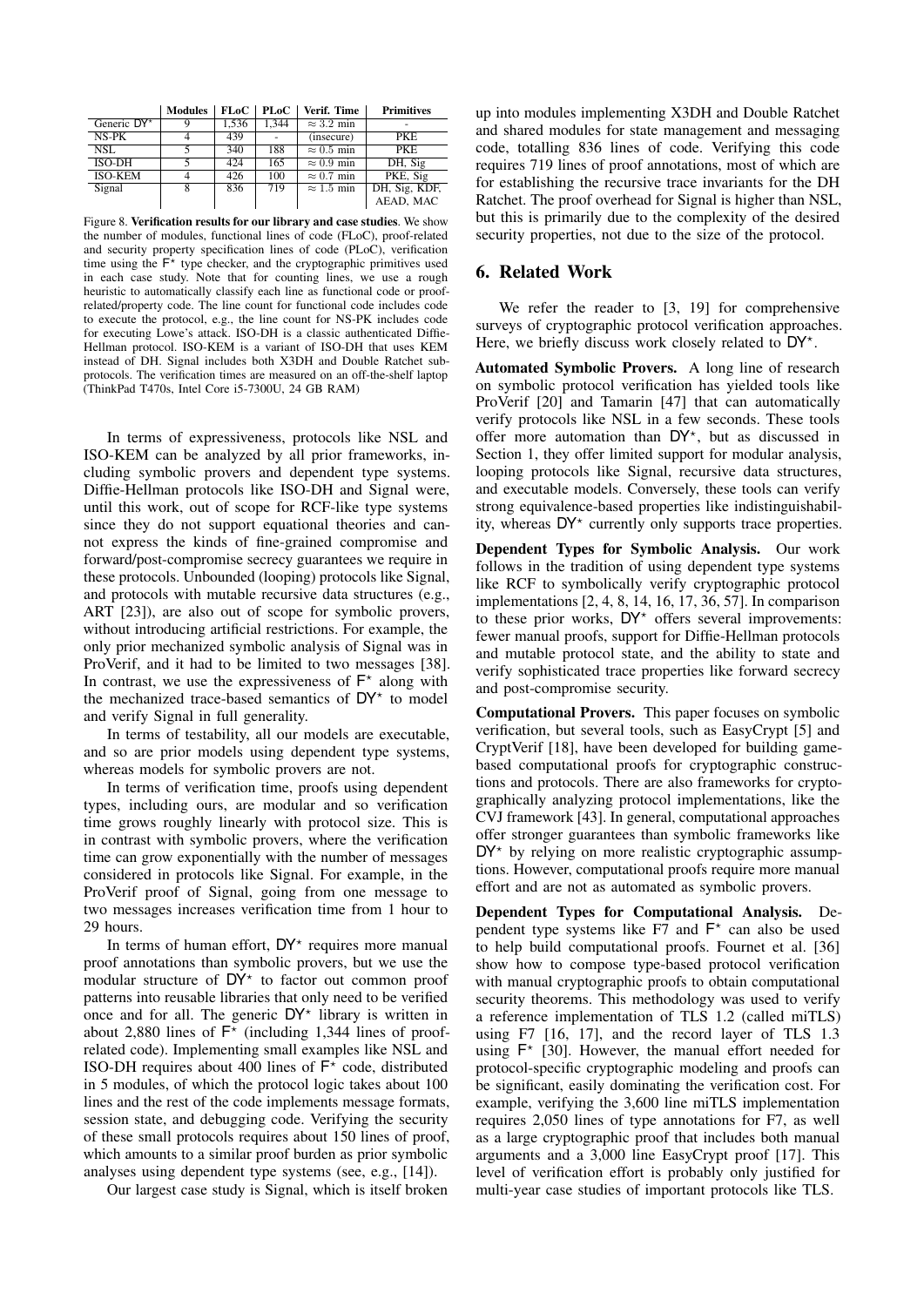| | Modules | FLoC | PLoC | Verif. Time | Primitives |
|---|---|---|---|---|---|
| Generic DY* | 9 | 1,536 | 1,344 | ≈ 3.2 min | - |
| NS-PK | 4 | 439 | - | (insecure) | PKE |
| NSL | 5 | 340 | 188 | ≈ 0.5 min | PKE |
| ISO-DH | 5 | 424 | 165 | ≈ 0.9 min | DH, Sig |
| ISO-KEM | 4 | 426 | 100 | ≈ 0.7 min | PKE, Sig |
| Signal | 8 | 836 | 719 | ≈ 1.5 min | DH, Sig, KDF, AEAD, MAC |

Figure 8. **Verification results for our library and case studies**. We show the number of modules, functional lines of code (FLoC), proof-related and security property specification lines of code (PLoC), verification time using the F* type checker, and the cryptographic primitives used in each case study. Note that for counting lines, we use a rough heuristic to automatically classify each line as functional code or proof-related/property code. The line count for functional code includes code to execute the protocol, e.g., the line count for NS-PK includes code for executing Lowe's attack. ISO-DH is a classic authenticated Diffie-Hellman protocol. ISO-KEM is a variant of ISO-DH that uses KEM instead of DH. Signal includes both X3DH and Double Ratchet sub-protocols. The verification times are measured on an off-the-shelf laptop (ThinkPad T470s, Intel Core i5-7300U, 24 GB RAM)

In terms of expressiveness, protocols like NSL and ISO-KEM can be analyzed by all prior frameworks, including symbolic provers and dependent type systems. Diffie-Hellman protocols like ISO-DH and Signal were, until this work, out of scope for RCF-like type systems since they do not support equational theories and cannot express the kinds of fine-grained compromise and forward/post-compromise secrecy guarantees we require in these protocols. Unbounded (looping) protocols like Signal, and protocols with mutable recursive data structures (e.g., ART [23]), are also out of scope for symbolic provers, without introducing artificial restrictions. For example, the only prior mechanized symbolic analysis of Signal was in ProVerif, and it had to be limited to two messages [38]. In contrast, we use the expressiveness of F* along with the mechanized trace-based semantics of DY* to model and verify Signal in full generality.

In terms of testability, all our models are executable, and so are prior models using dependent type systems, whereas models for symbolic provers are not.

In terms of verification time, proofs using dependent types, including ours, are modular and so verification time grows roughly linearly with protocol size. This is in contrast with symbolic provers, where the verification time can grow exponentially with the number of messages considered in protocols like Signal. For example, in the ProVerif proof of Signal, going from one message to two messages increases verification time from 1 hour to 29 hours.

In terms of human effort, DY* requires more manual proof annotations than symbolic provers, but we use the modular structure of DY* to factor out common proof patterns into reusable libraries that only need to be verified once and for all. The generic DY* library is written in about 2,880 lines of F* (including 1,344 lines of proof-related code). Implementing small examples like NSL and ISO-DH requires about 400 lines of F* code, distributed in 5 modules, of which the protocol logic takes about 100 lines and the rest of the code implements message formats, session state, and debugging code. Verifying the security of these small protocols requires about 150 lines of proof, which amounts to a similar proof burden as prior symbolic analyses using dependent type systems (see, e.g., [14]).

Our largest case study is Signal, which is itself broken up into modules implementing X3DH and Double Ratchet and shared modules for state management and messaging code, totalling 836 lines of code. Verifying this code requires 719 lines of proof annotations, most of which are for establishing the recursive trace invariants for the DH Ratchet. The proof overhead for Signal is higher than NSL, but this is primarily due to the complexity of the desired security properties, not due to the size of the protocol.

## 6. Related Work

We refer the reader to [3, 19] for comprehensive surveys of cryptographic protocol verification approaches. Here, we briefly discuss work closely related to DY*.

**Automated Symbolic Provers.** A long line of research on symbolic protocol verification has yielded tools like ProVerif [20] and Tamarin [47] that can automatically verify protocols like NSL in a few seconds. These tools offer more automation than DY*, but as discussed in Section 1, they offer limited support for modular analysis, looping protocols like Signal, recursive data structures, and executable models. Conversely, these tools can verify strong equivalence-based properties like indistinguishability, whereas DY* currently only supports trace properties.

**Dependent Types for Symbolic Analysis.** Our work follows in the tradition of using dependent type systems like RCF to symbolically verify cryptographic protocol implementations [2, 4, 8, 14, 16, 17, 36, 57]. In comparison to these prior works, DY* offers several improvements: fewer manual proofs, support for Diffie-Hellman protocols and mutable protocol state, and the ability to state and verify sophisticated trace properties like forward secrecy and post-compromise security.

**Computational Provers.** This paper focuses on symbolic verification, but several tools, such as EasyCrypt [5] and CryptVerif [18], have been developed for building game-based computational proofs for cryptographic constructions and protocols. There are also frameworks for cryptographically analyzing protocol implementations, like the CVJ framework [43]. In general, computational approaches offer stronger guarantees than symbolic frameworks like DY* by relying on more realistic cryptographic assumptions. However, computational proofs require more manual effort and are not as automated as symbolic provers.

**Dependent Types for Computational Analysis.** Dependent type systems like F7 and F* can also be used to help build computational proofs. Fournet et al. [36] show how to compose type-based protocol verification with manual cryptographic proofs to obtain computational security theorems. This methodology was used to verify a reference implementation of TLS 1.2 (called miTLS) using F7 [16, 17], and the record layer of TLS 1.3 using F* [30]. However, the manual effort needed for protocol-specific cryptographic modeling and proofs can be significant, easily dominating the verification cost. For example, verifying the 3,600 line miTLS implementation requires 2,050 lines of type annotations for F7, as well as a large cryptographic proof that includes both manual arguments and a 3,000 line EasyCrypt proof [17]. This level of verification effort is probably only justified for multi-year case studies of important protocols like TLS.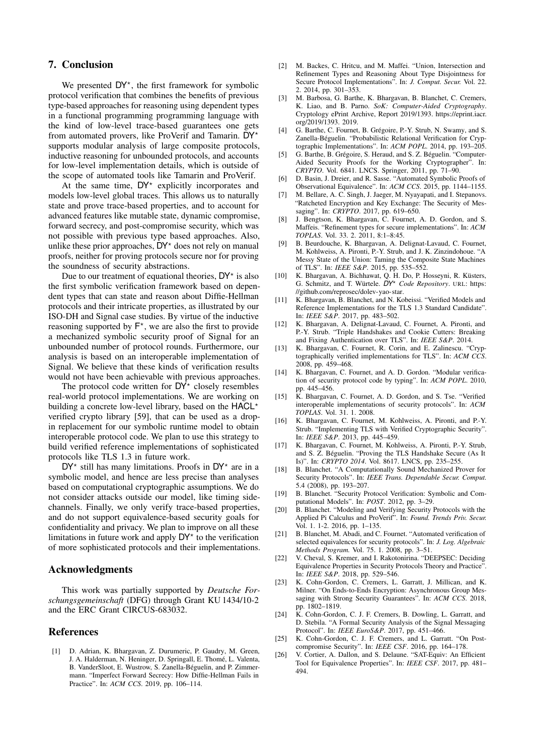## 7. Conclusion

We presented DY$^\star$, the first framework for symbolic protocol verification that combines the benefits of previous type-based approaches for reasoning using dependent types in a functional programming programming language with the kind of low-level trace-based guarantees one gets from automated provers, like ProVerif and Tamarin. DY$^\star$ supports modular analysis of large composite protocols, inductive reasoning for unbounded protocols, and accounts for low-level implementation details, which is outside of the scope of automated tools like Tamarin and ProVerif.

At the same time, DY$^\star$ explicitly incorporates and models low-level global traces. This allows us to naturally state and prove trace-based properties, and to account for advanced features like mutable state, dynamic compromise, forward secrecy, and post-compromise security, which was not possible with previous type based approaches. Also, unlike these prior approaches, DY$^\star$ does not rely on manual proofs, neither for proving protocols secure nor for proving the soundness of security abstractions.

Due to our treatment of equational theories, DY$^\star$ is also the first symbolic verification framework based on dependent types that can state and reason about Diffie-Hellman protocols and their intricate properties, as illustrated by our ISO-DH and Signal case studies. By virtue of the inductive reasoning supported by F$^\star$, we are also the first to provide a mechanized symbolic security proof of Signal for an unbounded number of protocol rounds. Furthermore, our analysis is based on an interoperable implementation of Signal. We believe that these kinds of verification results would not have been achievable with previous approaches.

The protocol code written for DY$^\star$ closely resembles real-world protocol implementations. We are working on building a concrete low-level library, based on the HACL$^\star$ verified crypto library [59], that can be used as a drop-in replacement for our symbolic runtime model to obtain interoperable protocol code. We plan to use this strategy to build verified reference implementations of sophisticated protocols like TLS 1.3 in future work.

DY$^\star$ still has many limitations. Proofs in DY$^\star$ are in a symbolic model, and hence are less precise than analyses based on computational cryptographic assumptions. We do not consider attacks outside our model, like timing side-channels. Finally, we only verify trace-based properties, and do not support equivalence-based security goals for confidentiality and privacy. We plan to improve on all these limitations in future work and apply DY$^\star$ to the verification of more sophisticated protocols and their implementations.

## Acknowledgments

This work was partially supported by *Deutsche Forschungsgemeinschaft* (DFG) through Grant KU 1434/10-2 and the ERC Grant CIRCUS-683032.

## References

[1] D. Adrian, K. Bhargavan, Z. Durumeric, P. Gaudry, M. Green, J. A. Halderman, N. Heninger, D. Springall, E. Thomé, L. Valenta, B. VanderSloot, E. Wustrow, S. Zanella-Béguelin, and P. Zimmermann. "Imperfect Forward Secrecy: How Diffie-Hellman Fails in Practice". In: *ACM CCS*. 2019, pp. 106–114.

[2] M. Backes, C. Hritcu, and M. Maffei. "Union, Intersection and Refinement Types and Reasoning About Type Disjointness for Secure Protocol Implementations". In: *J. Comput. Secur.* Vol. 22. 2. 2014, pp. 301–353.

[3] M. Barbosa, G. Barthe, K. Bhargavan, B. Blanchet, C. Cremers, K. Liao, and B. Parno. *SoK: Computer-Aided Cryptography*. Cryptology ePrint Archive, Report 2019/1393. https://eprint.iacr.org/2019/1393. 2019.

[4] G. Barthe, C. Fournet, B. Grégoire, P.-Y. Strub, N. Swamy, and S. Zanella-Béguelin. "Probabilistic Relational Verification for Cryptographic Implementations". In: *ACM POPL*. 2014, pp. 193–205.

[5] G. Barthe, B. Grégoire, S. Heraud, and S. Z. Béguelin. "Computer-Aided Security Proofs for the Working Cryptographer". In: *CRYPTO*. Vol. 6841. LNCS. Springer, 2011, pp. 71–90.

[6] D. Basin, J. Dreier, and R. Sasse. "Automated Symbolic Proofs of Observational Equivalence". In: *ACM CCS*. 2015, pp. 1144–1155.

[7] M. Bellare, A. C. Singh, J. Jaeger, M. Nyayapati, and I. Stepanovs. "Ratcheted Encryption and Key Exchange: The Security of Messaging". In: *CRYPTO*. 2017, pp. 619–650.

[8] J. Bengtson, K. Bhargavan, C. Fournet, A. D. Gordon, and S. Maffeis. "Refinement types for secure implementations". In: *ACM TOPLAS*. Vol. 33. 2. 2011, 8:1–8:45.

[9] B. Beurdouche, K. Bhargavan, A. Delignat-Lavaud, C. Fournet, M. Kohlweiss, A. Pironti, P.-Y. Strub, and J. K. Zinzindohoue. "A Messy State of the Union: Taming the Composite State Machines of TLS". In: *IEEE S&P*. 2015, pp. 535–552.

[10] K. Bhargavan, A. Bichhawat, Q. H. Do, P. Hosseyni, R. Küsters, G. Schmitz, and T. Würtele. *DY$^\star$ Code Repository*. URL: https://github.com/reprosec/dolev-yao-star.

[11] K. Bhargavan, B. Blanchet, and N. Kobeissi. "Verified Models and Reference Implementations for the TLS 1.3 Standard Candidate". In: *IEEE S&P*. 2017, pp. 483–502.

[12] K. Bhargavan, A. Delignat-Lavaud, C. Fournet, A. Pironti, and P.-Y. Strub. "Triple Handshakes and Cookie Cutters: Breaking and Fixing Authentication over TLS". In: *IEEE S&P*. 2014.

[13] K. Bhargavan, C. Fournet, R. Corin, and E. Zalinescu. "Cryptographically verified implementations for TLS". In: *ACM CCS*. 2008, pp. 459–468.

[14] K. Bhargavan, C. Fournet, and A. D. Gordon. "Modular verification of security protocol code by typing". In: *ACM POPL*. 2010, pp. 445–456.

[15] K. Bhargavan, C. Fournet, A. D. Gordon, and S. Tse. "Verified interoperable implementations of security protocols". In: *ACM TOPLAS*. Vol. 31. 1. 2008.

[16] K. Bhargavan, C. Fournet, M. Kohlweiss, A. Pironti, and P.-Y. Strub. "Implementing TLS with Verified Cryptographic Security". In: *IEEE S&P*. 2013, pp. 445–459.

[17] K. Bhargavan, C. Fournet, M. Kohlweiss, A. Pironti, P.-Y. Strub, and S. Z. Béguelin. "Proving the TLS Handshake Secure (As It Is)". In: *CRYPTO 2014*. Vol. 8617. LNCS, pp. 235–255.

[18] B. Blanchet. "A Computationally Sound Mechanized Prover for Security Protocols". In: *IEEE Trans. Dependable Secur. Comput.* 5.4 (2008), pp. 193–207.

[19] B. Blanchet. "Security Protocol Verification: Symbolic and Computational Models". In: *POST*. 2012, pp. 3–29.

[20] B. Blanchet. "Modeling and Verifying Security Protocols with the Applied Pi Calculus and ProVerif". In: *Found. Trends Priv. Secur.* Vol. 1. 1-2. 2016, pp. 1–135.

[21] B. Blanchet, M. Abadi, and C. Fournet. "Automated verification of selected equivalences for security protocols". In: *J. Log. Algebraic Methods Program.* Vol. 75. 1. 2008, pp. 3–51.

[22] V. Cheval, S. Kremer, and I. Rakotonirina. "DEEPSEC: Deciding Equivalence Properties in Security Protocols Theory and Practice". In: *IEEE S&P*. 2018, pp. 529–546.

[23] K. Cohn-Gordon, C. Cremers, L. Garratt, J. Millican, and K. Milner. "On Ends-to-Ends Encryption: Asynchronous Group Messaging with Strong Security Guarantees". In: *ACM CCS*. 2018, pp. 1802–1819.

[24] K. Cohn-Gordon, C. J. F. Cremers, B. Dowling, L. Garratt, and D. Stebila. "A Formal Security Analysis of the Signal Messaging Protocol". In: *IEEE EuroS&P*. 2017, pp. 451–466.

[25] K. Cohn-Gordon, C. J. F. Cremers, and L. Garratt. "On Post-compromise Security". In: *IEEE CSF*. 2016, pp. 164–178.

[26] V. Cortier, A. Dallon, and S. Delaune. "SAT-Equiv: An Efficient Tool for Equivalence Properties". In: *IEEE CSF*. 2017, pp. 481–494.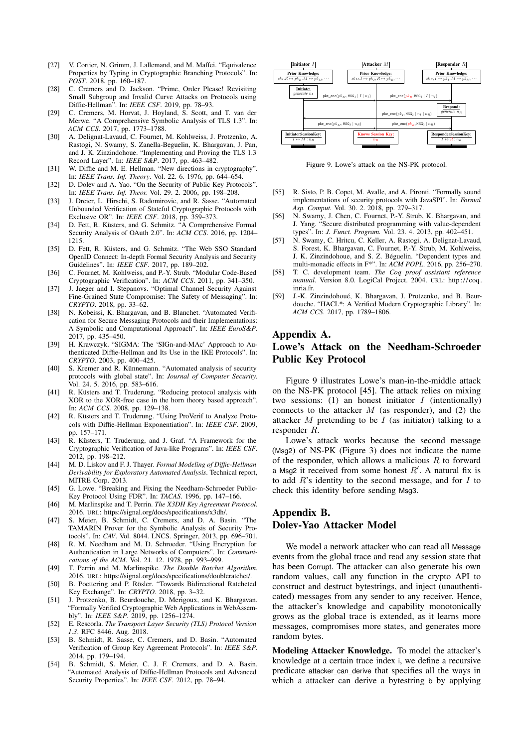[27] V. Cortier, N. Grimm, J. Lallemand, and M. Maffei. "Equivalence Properties by Typing in Cryptographic Branching Protocols". In: *POST*. 2018, pp. 160–187.

[28] C. Cremers and D. Jackson. "Prime, Order Please! Revisiting Small Subgroup and Invalid Curve Attacks on Protocols using Diffie-Hellman". In: *IEEE CSF*. 2019, pp. 78–93.

[29] C. Cremers, M. Horvat, J. Hoyland, S. Scott, and T. van der Merwe. "A Comprehensive Symbolic Analysis of TLS 1.3". In: *ACM CCS*. 2017, pp. 1773–1788.

[30] A. Delignat-Lavaud, C. Fournet, M. Kohlweiss, J. Protzenko, A. Rastogi, N. Swamy, S. Zanella-Beguelin, K. Bhargavan, J. Pan, and J. K. Zinzindohoue. "Implementing and Proving the TLS 1.3 Record Layer". In: *IEEE S&P*. 2017, pp. 463–482.

[31] W. Diffie and M. E. Hellman. "New directions in cryptography". In: *IEEE Trans. Inf. Theory*. Vol. 22. 6. 1976, pp. 644–654.

[32] D. Dolev and A. Yao. "On the Security of Public Key Protocols". In: *IEEE Trans. Inf. Theor.* Vol. 29. 2. 2006, pp. 198–208.

[33] J. Dreier, L. Hirschi, S. Radomirovic, and R. Sasse. "Automated Unbounded Verification of Stateful Cryptographic Protocols with Exclusive OR". In: *IEEE CSF*. 2018, pp. 359–373.

[34] D. Fett, R. Küsters, and G. Schmitz. "A Comprehensive Formal Security Analysis of OAuth 2.0". In: *ACM CCS*. 2016, pp. 1204–1215.

[35] D. Fett, R. Küsters, and G. Schmitz. "The Web SSO Standard OpenID Connect: In-depth Formal Security Analysis and Security Guidelines". In: *IEEE CSF*. 2017, pp. 189–202.

[36] C. Fournet, M. Kohlweiss, and P.-Y. Strub. "Modular Code-Based Cryptographic Verification". In: *ACM CCS*. 2011, pp. 341–350.

[37] J. Jaeger and I. Stepanovs. "Optimal Channel Security Against Fine-Grained State Compromise: The Safety of Messaging". In: *CRYPTO*. 2018, pp. 33–62.

[38] N. Kobeissi, K. Bhargavan, and B. Blanchet. "Automated Verification for Secure Messaging Protocols and their Implementations: A Symbolic and Computational Approach". In: *IEEE EuroS&P*. 2017, pp. 435–450.

[39] H. Krawczyk. "SIGMA: The 'SIGn-and-MAc' Approach to Authenticated Diffie-Hellman and Its Use in the IKE Protocols". In: *CRYPTO*. 2003, pp. 400–425.

[40] S. Kremer and R. Künnemann. "Automated analysis of security protocols with global state". In: *Journal of Computer Security*. Vol. 24. 5. 2016, pp. 583–616.

[41] R. Küsters and T. Truderung. "Reducing protocol analysis with XOR to the XOR-free case in the horn theory based approach". In: *ACM CCS*. 2008, pp. 129–138.

[42] R. Küsters and T. Truderung. "Using ProVerif to Analyze Protocols with Diffie-Hellman Exponentiation". In: *IEEE CSF*. 2009, pp. 157–171.

[43] R. Küsters, T. Truderung, and J. Graf. "A Framework for the Cryptographic Verification of Java-like Programs". In: *IEEE CSF*. 2012, pp. 198–212.

[44] M. D. Liskov and F. J. Thayer. *Formal Modeling of Diffie-Hellman Derivability for Exploratory Automated Analysis*. Technical report, MITRE Corp. 2013.

[45] G. Lowe. "Breaking and Fixing the Needham-Schroeder Public-Key Protocol Using FDR". In: *TACAS*. 1996, pp. 147–166.

[46] M. Marlinspike and T. Perrin. *The X3DH Key Agreement Protocol*. 2016. URL: https://signal.org/docs/specifications/x3dh/.

[47] S. Meier, B. Schmidt, C. Cremers, and D. A. Basin. "The TAMARIN Prover for the Symbolic Analysis of Security Protocols". In: *CAV*. Vol. 8044. LNCS. Springer, 2013, pp. 696–701.

[48] R. M. Needham and M. D. Schroeder. "Using Encryption for Authentication in Large Networks of Computers". In: *Communications of the ACM*. Vol. 21. 12. 1978, pp. 993–999.

[49] T. Perrin and M. Marlinspike. *The Double Ratchet Algorithm*. 2016. URL: https://signal.org/docs/specifications/doubleratchet/.

[50] B. Poettering and P. Rösler. "Towards Bidirectional Ratcheted Key Exchange". In: *CRYPTO*. 2018, pp. 3–32.

[51] J. Protzenko, B. Beurdouche, D. Merigoux, and K. Bhargavan. "Formally Verified Cryptographic Web Applications in WebAssembly". In: *IEEE S&P*. 2019, pp. 1256–1274.

[52] E. Rescorla. *The Transport Layer Security (TLS) Protocol Version 1.3*. RFC 8446. Aug. 2018.

[53] B. Schmidt, R. Sasse, C. Cremers, and D. Basin. "Automated Verification of Group Key Agreement Protocols". In: *IEEE S&P*. 2014, pp. 179–194.

[54] B. Schmidt, S. Meier, C. J. F. Cremers, and D. A. Basin. "Automated Analysis of Diffie-Hellman Protocols and Advanced Security Properties". In: *IEEE CSF*. 2012, pp. 78–94.

Figure 9. Lowe's attack on the NS-PK protocol.

[55] R. Sisto, P. B. Copet, M. Avalle, and A. Pironti. "Formally sound implementations of security protocols with JavaSPI". In: *Formal Asp. Comput.* Vol. 30. 2. 2018, pp. 279–317.

[56] N. Swamy, J. Chen, C. Fournet, P.-Y. Strub, K. Bhargavan, and J. Yang. "Secure distributed programming with value-dependent types". In: *J. Funct. Program.* Vol. 23. 4. 2013, pp. 402–451.

[57] N. Swamy, C. Hritcu, C. Keller, A. Rastogi, A. Delignat-Lavaud, S. Forest, K. Bhargavan, C. Fournet, P.-Y. Strub, M. Kohlweiss, J. K. Zinzindohoue, and S. Z. Béguelin. "Dependent types and multi-monadic effects in F*". In: *ACM POPL*. 2016, pp. 256–270.

[58] T. C. development team. *The Coq proof assistant reference manual*. Version 8.0. LogiCal Project. 2004. URL: http://coq.inria.fr.

[59] J.-K. Zinzindohoué, K. Bhargavan, J. Protzenko, and B. Beurdouche. "HACL*: A Verified Modern Cryptographic Library". In: *ACM CCS*. 2017, pp. 1789–1806.

# Appendix A. Lowe's Attack on the Needham-Schroeder Public Key Protocol

Figure 9 illustrates Lowe's man-in-the-middle attack on the NS-PK protocol [45]. The attack relies on mixing two sessions: (1) an honest initiator $I$ (intentionally) connects to the attacker $M$ (as responder), and (2) the attacker $M$ pretending to be $I$ (as initiator) talking to a responder $R$.

Lowe's attack works because the second message (Msg2) of NS-PK (Figure 3) does not indicate the name of the responder, which allows a malicious $R$ to forward a Msg2 it received from some honest $R'$. A natural fix is to add $R$'s identity to the second message, and for $I$ to check this identity before sending Msg3.

# Appendix B. Dolev-Yao Attacker Model

We model a network attacker who can read all Message events from the global trace and read any session state that has been Corrupt. The attacker can also generate his own random values, call any function in the crypto API to construct and destruct bytestrings, and inject (unauthenticated) messages from any sender to any receiver. Hence, the attacker's knowledge and capability monotonically grows as the global trace is extended, as it learns more messages, compromises more states, and generates more random bytes.

**Modeling Attacker Knowledge.** To model the attacker's knowledge at a certain trace index i, we define a recursive predicate attacker_can_derive that specifies all the ways in which a attacker can derive a bytestring b by applying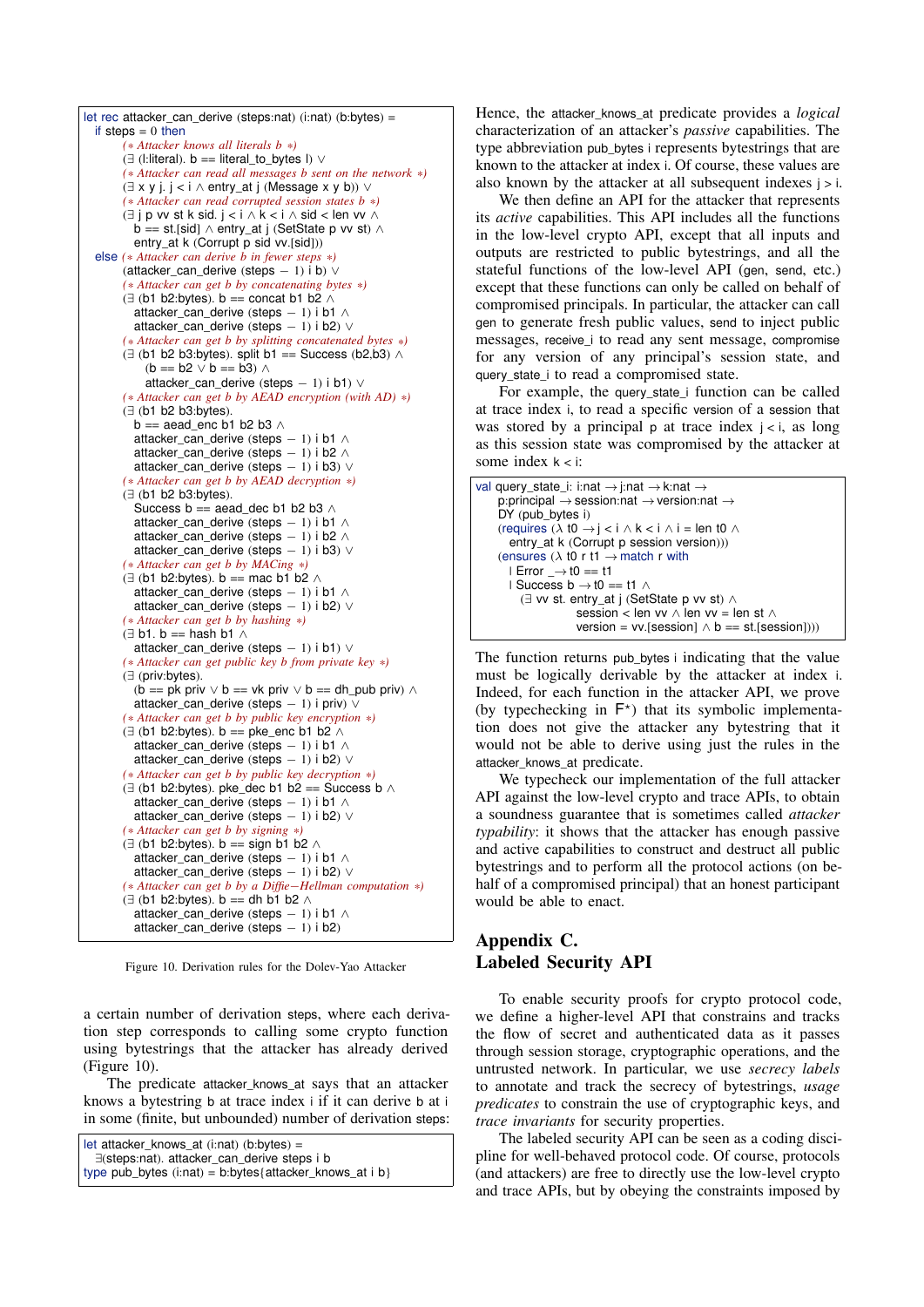```
let rec attacker_can_derive (steps:nat) (i:nat) (b:bytes) =
  if steps = 0 then
        (* Attacker knows all literals b *)
        (∃ (l:literal). b == literal_to_bytes l) ∨
        (* Attacker can read all messages b sent on the network *)
        (∃ x y j. j < i ∧ entry_at j (Message x y b)) ∨
        (* Attacker can read corrupted session states b *)
        (∃ j p vv st k sid. j < i ∧ k < i ∧ sid < len vv ∧
          b == st.[sid] ∧ entry_at j (SetState p vv st) ∧
          entry_at k (Corrupt p sid vv.[sid]))
  else (* Attacker can derive b in fewer steps *)
        (attacker_can_derive (steps − 1) i b) ∨
        (* Attacker can get b by concatenating bytes *)
        (∃ (b1 b2:bytes). b == concat b1 b2 ∧
          attacker_can_derive (steps − 1) i b1 ∧
          attacker_can_derive (steps − 1) i b2) ∨
        (* Attacker can get b by splitting concatenated bytes *)
        (∃ (b1 b2 b3:bytes). split b1 == Success (b2,b3) ∧
            (b == b2 ∨ b == b3) ∧
            attacker_can_derive (steps − 1) i b1) ∨
        (* Attacker can get b by AEAD encryption (with AD) *)
        (∃ (b1 b2 b3:bytes).
          b == aead_enc b1 b2 b3 ∧
          attacker_can_derive (steps − 1) i b1 ∧
          attacker_can_derive (steps − 1) i b2 ∧
          attacker_can_derive (steps − 1) i b3) ∨
        (* Attacker can get b by AEAD decryption *)
        (∃ (b1 b2 b3:bytes).
          Success b == aead_dec b1 b2 b3 ∧
          attacker_can_derive (steps − 1) i b1 ∧
          attacker_can_derive (steps − 1) i b2 ∧
          attacker_can_derive (steps − 1) i b3) ∨
        (* Attacker can get b by MACing *)
        (∃ (b1 b2:bytes). b == mac b1 b2 ∧
          attacker_can_derive (steps − 1) i b1 ∧
          attacker_can_derive (steps − 1) i b2) ∨
        (* Attacker can get b by hashing *)
        (∃ b1. b == hash b1 ∧
          attacker_can_derive (steps − 1) i b1) ∨
        (* Attacker can get public key b from private key *)
        (∃ (priv:bytes).
          (b == pk priv ∨ b == vk priv ∨ b == dh_pub priv) ∧
          attacker_can_derive (steps − 1) i priv) ∨
        (* Attacker can get b by public key encryption *)
        (∃ (b1 b2:bytes). b == pke_enc b1 b2 ∧
          attacker_can_derive (steps − 1) i b1 ∧
          attacker_can_derive (steps − 1) i b2) ∨
        (* Attacker can get b by public key decryption *)
        (∃ (b1 b2:bytes). pke_dec b1 b2 == Success b ∧
          attacker_can_derive (steps − 1) i b1 ∧
          attacker_can_derive (steps − 1) i b2) ∨
        (* Attacker can get b by signing *)
        (∃ (b1 b2:bytes). b == sign b1 b2 ∧
          attacker_can_derive (steps − 1) i b1 ∧
          attacker_can_derive (steps − 1) i b2) ∨
        (* Attacker can get b by a Diffie−Hellman computation *)
        (∃ (b1 b2:bytes). b == dh b1 b2 ∧
          attacker_can_derive (steps − 1) i b1 ∧
          attacker_can_derive (steps − 1) i b2)
```

Figure 10. Derivation rules for the Dolev-Yao Attacker

a certain number of derivation steps, where each derivation step corresponds to calling some crypto function using bytestrings that the attacker has already derived (Figure 10).

The predicate attacker_knows_at says that an attacker knows a bytestring b at trace index i if it can derive b at i in some (finite, but unbounded) number of derivation steps:

```
let attacker_knows_at (i:nat) (b:bytes) =
  ∃(steps:nat). attacker_can_derive steps i b
type pub_bytes (i:nat) = b:bytes{attacker_knows_at i b}
```

Hence, the attacker_knows_at predicate provides a *logical* characterization of an attacker's *passive* capabilities. The type abbreviation pub_bytes i represents bytestrings that are known to the attacker at index i. Of course, these values are also known by the attacker at all subsequent indexes j > i.

We then define an API for the attacker that represents its *active* capabilities. This API includes all the functions in the low-level crypto API, except that all inputs and outputs are restricted to public bytestrings, and all the stateful functions of the low-level API (gen, send, etc.) except that these functions can only be called on behalf of compromised principals. In particular, the attacker can call gen to generate fresh public values, send to inject public messages, receive_i to read any sent message, compromise for any version of any principal's session state, and query_state_i to read a compromised state.

For example, the query_state_i function can be called at trace index i, to read a specific version of a session that was stored by a principal p at trace index j < i, as long as this session state was compromised by the attacker at some index k < i:

```
val query_state_i: i:nat → j:nat → k:nat →
    p:principal → session:nat → version:nat →
    DY (pub_bytes i)
    (requires (λ t0 → j < i ∧ k < i ∧ i = len t0 ∧
       entry_at k (Corrupt p session version)))
    (ensures (λ t0 r t1 → match r with
      | Error _ → t0 == t1
      | Success b → t0 == t1 ∧
         (∃ vv st. entry_at j (SetState p vv st) ∧
                 session < len vv ∧ len vv = len st ∧
                 version = vv.[session] ∧ b == st.[session])))
```

The function returns pub_bytes i indicating that the value must be logically derivable by the attacker at index i. Indeed, for each function in the attacker API, we prove (by typechecking in F*) that its symbolic implementation does not give the attacker any bytestring that it would not be able to derive using just the rules in the attacker_knows_at predicate.

We typecheck our implementation of the full attacker API against the low-level crypto and trace APIs, to obtain a soundness guarantee that is sometimes called *attacker typability*: it shows that the attacker has enough passive and active capabilities to construct and destruct all public bytestrings and to perform all the protocol actions (on behalf of a compromised principal) that an honest participant would be able to enact.

# Appendix C. Labeled Security API

To enable security proofs for crypto protocol code, we define a higher-level API that constrains and tracks the flow of secret and authenticated data as it passes through session storage, cryptographic operations, and the untrusted network. In particular, we use *secrecy labels* to annotate and track the secrecy of bytestrings, *usage predicates* to constrain the use of cryptographic keys, and *trace invariants* for security properties.

The labeled security API can be seen as a coding discipline for well-behaved protocol code. Of course, protocols (and attackers) are free to directly use the low-level crypto and trace APIs, but by obeying the constraints imposed by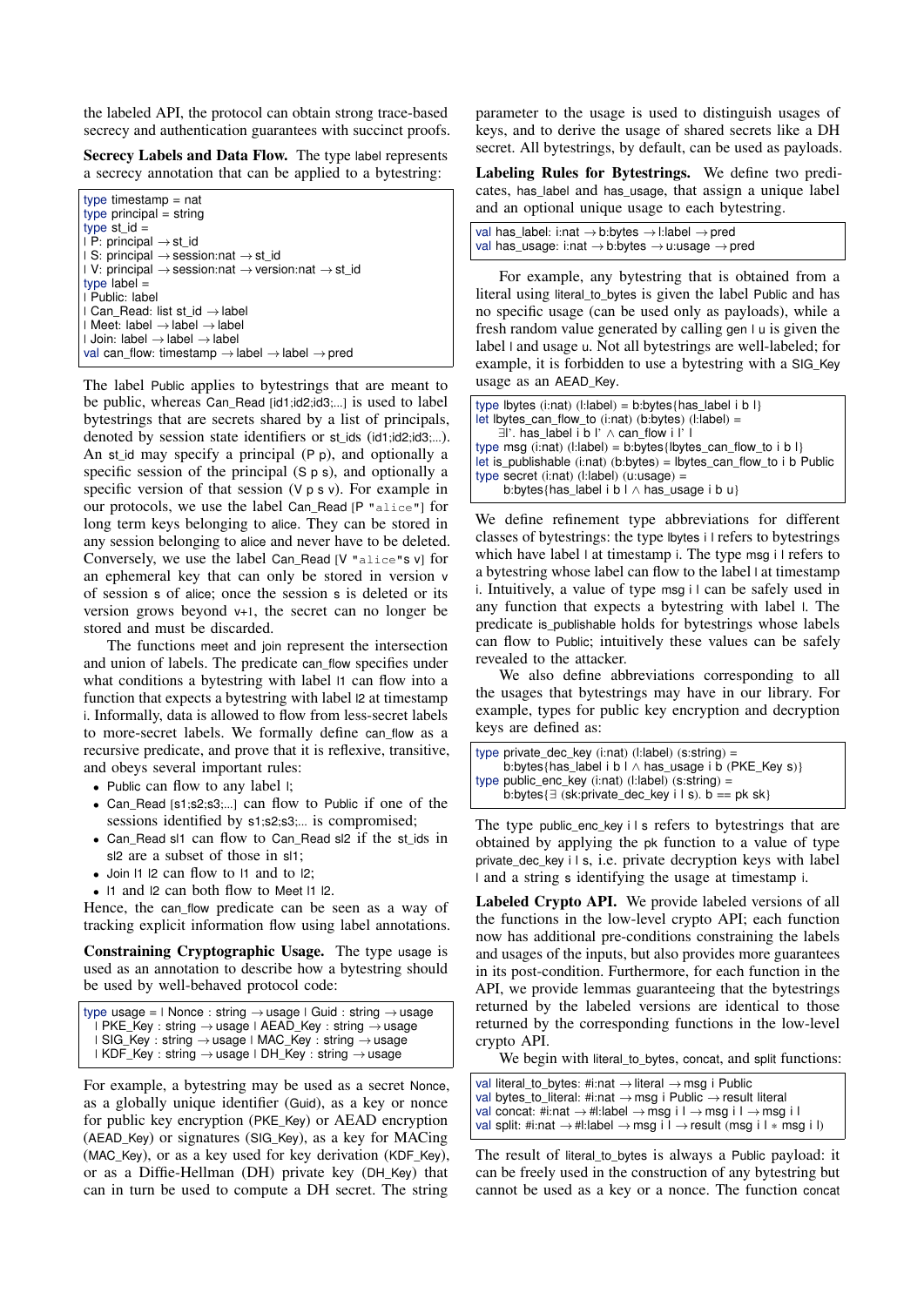the labeled API, the protocol can obtain strong trace-based secrecy and authentication guarantees with succinct proofs.

**Secrecy Labels and Data Flow.** The type label represents a secrecy annotation that can be applied to a bytestring:

```
type timestamp = nat
type principal = string
type st_id =
| P: principal → st_id
| S: principal → session:nat → st_id
| V: principal → session:nat → version:nat → st_id
type label =
| Public: label
| Can_Read: list st_id → label
| Meet: label → label → label
| Join: label → label → label
val can_flow: timestamp → label → label → pred
```

The label Public applies to bytestrings that are meant to be public, whereas Can_Read [id1;id2;id3;...] is used to label bytestrings that are secrets shared by a list of principals, denoted by session state identifiers or st_ids (id1;id2;id3;...). An st_id may specify a principal (P p), and optionally a specific session of the principal (S p s), and optionally a specific version of that session (V p s v). For example in our protocols, we use the label Can_Read [P "alice"] for long term keys belonging to alice. They can be stored in any session belonging to alice and never have to be deleted. Conversely, we use the label Can_Read [V "alice" s v] for an ephemeral key that can only be stored in version v of session s of alice; once the session s is deleted or its version grows beyond v+1, the secret can no longer be stored and must be discarded.

The functions meet and join represent the intersection and union of labels. The predicate can_flow specifies under what conditions a bytestring with label l1 can flow into a function that expects a bytestring with label l2 at timestamp i. Informally, data is allowed to flow from less-secret labels to more-secret labels. We formally define can_flow as a recursive predicate, and prove that it is reflexive, transitive, and obeys several important rules:

- Public can flow to any label l;
- Can_Read [s1;s2;s3;...] can flow to Public if one of the sessions identified by s1;s2;s3;... is compromised;
- Can_Read sl1 can flow to Can_Read sl2 if the st_ids in sl2 are a subset of those in sl1;
- Join l1 l2 can flow to l1 and to l2;
- l1 and l2 can both flow to Meet l1 l2.

Hence, the can_flow predicate can be seen as a way of tracking explicit information flow using label annotations.

**Constraining Cryptographic Usage.** The type usage is used as an annotation to describe how a bytestring should be used by well-behaved protocol code:

```
type usage = | Nonce : string → usage | Guid : string → usage
  | PKE_Key : string → usage | AEAD_Key : string → usage
  | SIG_Key : string → usage | MAC_Key : string → usage
  | KDF_Key : string → usage | DH_Key : string → usage
```

For example, a bytestring may be used as a secret Nonce, as a globally unique identifier (Guid), as a key or nonce for public key encryption (PKE_Key) or AEAD encryption (AEAD_Key) or signatures (SIG_Key), as a key for MACing (MAC_Key), or as a key used for key derivation (KDF_Key), or as a Diffie-Hellman (DH) private key (DH_Key) that can in turn be used to compute a DH secret. The string parameter to the usage is used to distinguish usages of keys, and to derive the usage of shared secrets like a DH secret. All bytestrings, by default, can be used as payloads.

**Labeling Rules for Bytestrings.** We define two predicates, has_label and has_usage, that assign a unique label and an optional unique usage to each bytestring.

```
val has_label: i:nat → b:bytes → l:label → pred
val has_usage: i:nat → b:bytes → u:usage → pred
```

For example, any bytestring that is obtained from a literal using literal_to_bytes is given the label Public and has no specific usage (can be used only as payloads), while a fresh random value generated by calling gen l u is given the label l and usage u. Not all bytestrings are well-labeled; for example, it is forbidden to use a bytestring with a SIG_Key usage as an AEAD_Key.

```
type lbytes (i:nat) (l:label) = b:bytes{has_label i b l}
let lbytes_can_flow_to (i:nat) (b:bytes) (l:label) =
    ∃l'. has_label i b l' ∧ can_flow i l' l
type msg (i:nat) (l:label) = b:bytes{lbytes_can_flow_to i b l}
let is_publishable (i:nat) (b:bytes) = lbytes_can_flow_to i b Public
type secret (i:nat) (l:label) (u:usage) =
    b:bytes{has_label i b l ∧ has_usage i b u}
```

We define refinement type abbreviations for different classes of bytestrings: the type lbytes i l refers to bytestrings which have label l at timestamp i. The type msg i l refers to a bytestring whose label can flow to the label l at timestamp i. Intuitively, a value of type msg i l can be safely used in any function that expects a bytestring with label l. The predicate is_publishable holds for bytestrings whose labels can flow to Public; intuitively these values can be safely revealed to the attacker.

We also define abbreviations corresponding to all the usages that bytestrings may have in our library. For example, types for public key encryption and decryption keys are defined as:

```
type private_dec_key (i:nat) (l:label) (s:string) =
    b:bytes{has_label i b l ∧ has_usage i b (PKE_Key s)}
type public_enc_key (i:nat) (l:label) (s:string) =
    b:bytes{∃ (sk:private_dec_key i l s). b == pk sk}
```

The type public_enc_key i l s refers to bytestrings that are obtained by applying the pk function to a value of type private_dec_key i l s, i.e. private decryption keys with label l and a string s identifying the usage at timestamp i.

**Labeled Crypto API.** We provide labeled versions of all the functions in the low-level crypto API; each function now has additional pre-conditions constraining the labels and usages of the inputs, but also provides more guarantees in its post-condition. Furthermore, for each function in the API, we provide lemmas guaranteeing that the bytestrings returned by the labeled versions are identical to those returned by the corresponding functions in the low-level crypto API.

We begin with literal_to_bytes, concat, and split functions:

```
val literal_to_bytes: #i:nat → literal → msg i Public
val bytes_to_literal: #i:nat → msg i Public → result literal
val concat: #i:nat → #l:label → msg i l → msg i l → msg i l
val split: #i:nat → #l:label → msg i l → result (msg i l * msg i l)
```

The result of literal_to_bytes is always a Public payload: it can be freely used in the construction of any bytestring but cannot be used as a key or a nonce. The function concat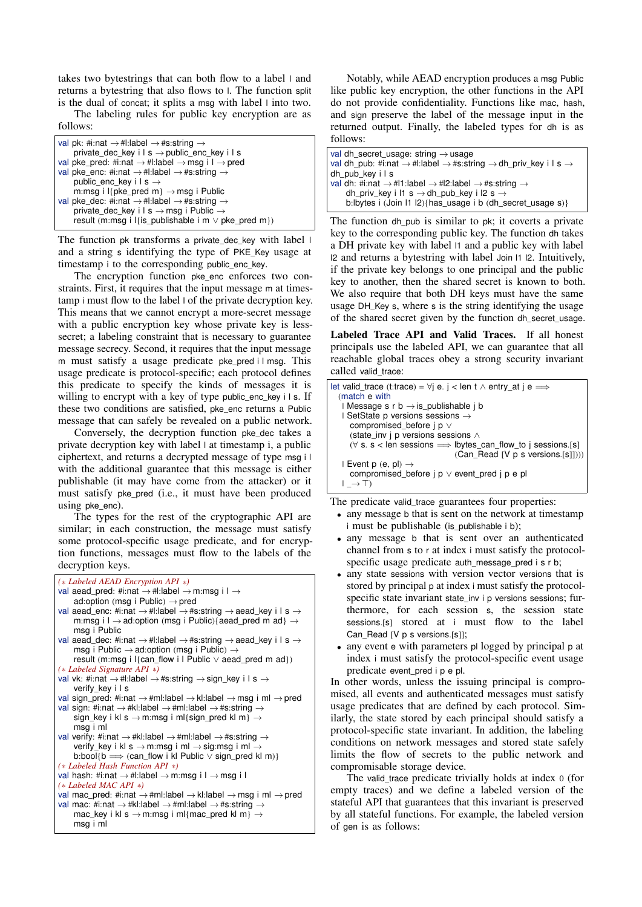takes two bytestrings that can both flow to a label l and returns a bytestring that also flows to l. The function split is the dual of concat; it splits a msg with label l into two.

The labeling rules for public key encryption are as follows:

```
val pk: #i:nat → #l:label → #s:string →
    private_dec_key i l s → public_enc_key i l s
val pke_pred: #i:nat → #l:label → msg i l → pred
val pke_enc: #i:nat → #l:label → #s:string →
    public_enc_key i l s →
    m:msg i l{pke_pred m} → msg i Public
val pke_dec: #i:nat → #l:label → #s:string →
    private_dec_key i l s → msg i Public →
    result (m:msg i l{is_publishable i m ∨ pke_pred m})
```

The function pk transforms a private_dec_key with label l and a string s identifying the type of PKE_Key usage at timestamp i to the corresponding public_enc_key.

The encryption function pke_enc enforces two constraints. First, it requires that the input message m at timestamp i must flow to the label l of the private decryption key. This means that we cannot encrypt a more-secret message with a public encryption key whose private key is less-secret; a labeling constraint that is necessary to guarantee message secrecy. Second, it requires that the input message m must satisfy a usage predicate pke_pred i l msg. This usage predicate is protocol-specific; each protocol defines this predicate to specify the kinds of messages it is willing to encrypt with a key of type public_enc_key i l s. If these two conditions are satisfied, pke_enc returns a Public message that can safely be revealed on a public network.

Conversely, the decryption function pke_dec takes a private decryption key with label l at timestamp i, a public ciphertext, and returns a decrypted message of type msg i l with the additional guarantee that this message is either publishable (it may have come from the attacker) or it must satisfy pke_pred (i.e., it must have been produced using pke_enc).

The types for the rest of the cryptographic API are similar; in each construction, the message must satisfy some protocol-specific usage predicate, and for encryption functions, messages must flow to the labels of the decryption keys.

```
(∗ Labeled AEAD Encryption API ∗)
val aead_pred: #i:nat → #l:label → m:msg i l →
    ad:option (msg i Public) → pred
val aead_enc: #i:nat → #l:label → #s:string → aead_key i l s →
    m:msg i l → ad:option (msg i Public){aead_pred m ad} →
    msg i Public
val aead_dec: #i:nat → #l:label → #s:string → aead_key i l s →
    msg i Public → ad:option (msg i Public) →
    result (m:msg i l{can_flow i l Public ∨ aead_pred m ad})
(∗ Labeled Signature API ∗)
val vk: #i:nat → #l:label → #s:string → sign_key i l s →
    verify_key i l s
val sign_pred: #i:nat → #ml:label → kl:label → msg i ml → pred
val sign: #i:nat → #kl:label → #ml:label → #s:string →
    sign_key i kl s → m:msg i ml{sign_pred kl m} →
    msg i ml
val verify: #i:nat → #kl:label → #ml:label → #s:string →
    verify_key i kl s → m:msg i ml → sig:msg i ml →
    b:bool{b ⟹ (can_flow i kl Public ∨ sign_pred kl m)}
(∗ Labeled Hash Function API ∗)
val hash: #i:nat → #l:label → m:msg i l → msg i l
(∗ Labeled MAC API ∗)
val mac_pred: #i:nat → #ml:label → kl:label → msg i ml → pred
val mac: #i:nat → #kl:label → #ml:label → #s:string →
    mac_key i kl s → m:msg i ml{mac_pred kl m} →
    msg i ml
```

Notably, while AEAD encryption produces a msg Public like public key encryption, the other functions in the API do not provide confidentiality. Functions like mac, hash, and sign preserve the label of the message input in the returned output. Finally, the labeled types for dh is as follows:

```
val dh_secret_usage: string → usage
val dh_pub: #i:nat → #l:label → #s:string → dh_priv_key i l s →
dh_pub_key i l s
val dh: #i:nat → #l1:label → #l2:label → #s:string →
    dh_priv_key i l1 s → dh_pub_key i l2 s →
    b:lbytes i (Join l1 l2){has_usage i b (dh_secret_usage s)}
```

The function dh_pub is similar to pk; it coverts a private key to the corresponding public key. The function dh takes a DH private key with label l1 and a public key with label l2 and returns a bytestring with label Join l1 l2. Intuitively, if the private key belongs to one principal and the public key to another, then the shared secret is known to both. We also require that both DH keys must have the same usage DH_Key s, where s is the string identifying the usage of the shared secret given by the function dh_secret_usage.

**Labeled Trace API and Valid Traces.** If all honest principals use the labeled API, we can guarantee that all reachable global traces obey a strong security invariant called valid_trace:

```
let valid_trace (t:trace) = ∀j e. j < len t ∧ entry_at j e ⟹
  (match e with
   | Message s r b → is_publishable j b
   | SetState p versions sessions →
     compromised_before j p ∨
     (state_inv j p versions sessions ∧
     (∀ s. s < len sessions ⟹ lbytes_can_flow_to j sessions.[s]
                 (Can_Read [V p s versions.[s]])))
   | Event p (e, pl) →
     compromised_before j p ∨ event_pred j p e pl
   | _ → ⊤)
```

The predicate valid_trace guarantees four properties:

- any message b that is sent on the network at timestamp i must be publishable (is_publishable i b);
- any message b that is sent over an authenticated channel from s to r at index i must satisfy the protocol-specific usage predicate auth_message_pred i s r b;
- any state sessions with version vector versions that is stored by principal p at index i must satisfy the protocol-specific state invariant state_inv i p versions sessions; furthermore, for each session s, the session state sessions.[s] stored at i must flow to the label Can_Read [V p s versions.[s]];
- any event e with parameters pl logged by principal p at index i must satisfy the protocol-specific event usage predicate event_pred i p e pl.

In other words, unless the issuing principal is compromised, all events and authenticated messages must satisfy usage predicates that are defined by each protocol. Similarly, the state stored by each principal should satisfy a protocol-specific state invariant. In addition, the labeling conditions on network messages and stored state safely limits the flow of secrets to the public network and compromisable storage device.

The valid_trace predicate trivially holds at index 0 (for empty traces) and we define a labeled version of the stateful API that guarantees that this invariant is preserved by all stateful functions. For example, the labeled version of gen is as follows: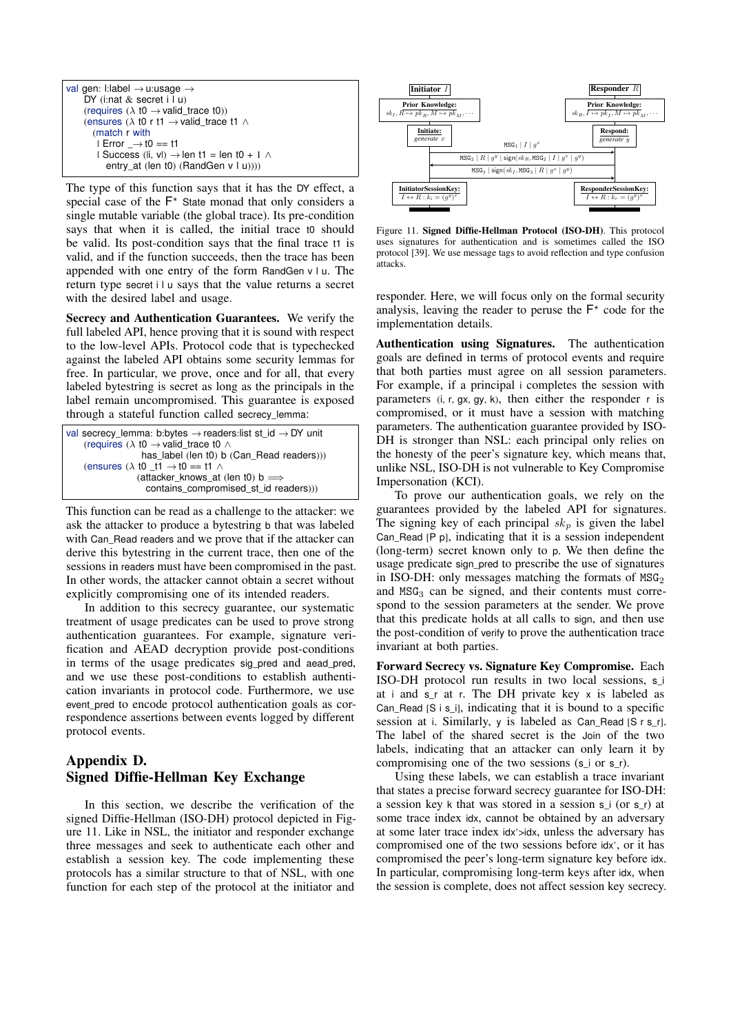```
val gen: l:label → u:usage →
    DY (i:nat & secret i l u)
    (requires (λ t0 → valid_trace t0))
    (ensures (λ t0 r t1 → valid_trace t1 ∧
      (match r with
       | Error _ → t0 == t1
       | Success (|i, v|) → len t1 = len t0 + 1 ∧
         entry_at (len t0) (RandGen v l u))))
```

The type of this function says that it has the DY effect, a special case of the F* State monad that only considers a single mutable variable (the global trace). Its pre-condition says that when it is called, the initial trace t0 should be valid. Its post-condition says that the final trace t1 is valid, and if the function succeeds, then the trace has been appended with one entry of the form RandGen v l u. The return type secret i l u says that the value returns a secret with the desired label and usage.

**Secrecy and Authentication Guarantees.** We verify the full labeled API, hence proving that it is sound with respect to the low-level APIs. Protocol code that is typechecked against the labeled API obtains some security lemmas for free. In particular, we prove, once and for all, that every labeled bytestring is secret as long as the principals in the label remain uncompromised. This guarantee is exposed through a stateful function called secrecy_lemma:

```
val secrecy_lemma: b:bytes → readers:list st_id → DY unit
    (requires (λ t0 → valid_trace t0 ∧
               has_label (len t0) b (Can_Read readers)))
    (ensures (λ t0 _t1 → t0 == t1 ∧
              (attacker_knows_at (len t0) b ⟹
               contains_compromised_st_id readers)))
```

This function can be read as a challenge to the attacker: we ask the attacker to produce a bytestring b that was labeled with Can_Read readers and we prove that if the attacker can derive this bytestring in the current trace, then one of the sessions in readers must have been compromised in the past. In other words, the attacker cannot obtain a secret without explicitly compromising one of its intended readers.

In addition to this secrecy guarantee, our systematic treatment of usage predicates can be used to prove strong authentication guarantees. For example, signature verification and AEAD decryption provide post-conditions in terms of the usage predicates sig_pred and aead_pred, and we use these post-conditions to establish authentication invariants in protocol code. Furthermore, we use event_pred to encode protocol authentication goals as correspondence assertions between events logged by different protocol events.

## Appendix D. Signed Diffie-Hellman Key Exchange

In this section, we describe the verification of the signed Diffie-Hellman (ISO-DH) protocol depicted in Figure 11. Like in NSL, the initiator and responder exchange three messages and seek to authenticate each other and establish a session key. The code implementing these protocols has a similar structure to that of NSL, with one function for each step of the protocol at the initiator and responder. Here, we will focus only on the formal security analysis, leaving the reader to peruse the F* code for the implementation details.

Initiator $I$

Responder $R$

Prior Knowledge: $sk_I, R \mapsto pk_R, M \mapsto pk_M, \cdots$

Prior Knowledge: $sk_R, I \mapsto pk_I, M \mapsto pk_M, \cdots$

Initiate: generate $x$

Respond: generate $y$

$\mathtt{MSG}_1 \mid I \mid g^x$

$\mathtt{MSG}_2 \mid R \mid g^y \mid \mathsf{sign}(sk_R, \mathtt{MSG}_2 \mid I \mid g^x \mid g^y)$

$\mathtt{MSG}_3 \mid \mathsf{sign}(sk_I, \mathtt{MSG}_3 \mid R \mid g^x \mid g^y)$

InitiatorSessionKey: $I \leftrightarrow R : k_i = (g^y)^x$

ResponderSessionKey: $I \leftrightarrow R : k_r = (g^x)^y$

Figure 11. **Signed Diffie-Hellman Protocol (ISO-DH)**. This protocol uses signatures for authentication and is sometimes called the ISO protocol [39]. We use message tags to avoid reflection and type confusion attacks.

**Authentication using Signatures.** The authentication goals are defined in terms of protocol events and require that both parties must agree on all session parameters. For example, if a principal i completes the session with parameters (i, r, gx, gy, k), then either the responder r is compromised, or it must have a session with matching parameters. The authentication guarantee provided by ISO-DH is stronger than NSL: each principal only relies on the honesty of the peer's signature key, which means that, unlike NSL, ISO-DH is not vulnerable to Key Compromise Impersonation (KCI).

To prove our authentication goals, we rely on the guarantees provided by the labeled API for signatures. The signing key of each principal $sk_p$ is given the label Can_Read [P p], indicating that it is a session independent (long-term) secret known only to p. We then define the usage predicate sign_pred to prescribe the use of signatures in ISO-DH: only messages matching the formats of $\mathtt{MSG}_2$ and $\mathtt{MSG}_3$ can be signed, and their contents must correspond to the session parameters at the sender. We prove that this predicate holds at all calls to sign, and then use the post-condition of verify to prove the authentication trace invariant at both parties.

**Forward Secrecy vs. Signature Key Compromise.** Each ISO-DH protocol run results in two local sessions, s_i at i and s_r at r. The DH private key x is labeled as Can_Read [S i s_i], indicating that it is bound to a specific session at i. Similarly, y is labeled as Can_Read [S r s_r]. The label of the shared secret is the Join of the two labels, indicating that an attacker can only learn it by compromising one of the two sessions (s_i or s_r).

Using these labels, we can establish a trace invariant that states a precise forward secrecy guarantee for ISO-DH: a session key k that was stored in a session s_i (or s_r) at some trace index idx, cannot be obtained by an adversary at some later trace index idx'>idx, unless the adversary has compromised one of the two sessions before idx', or it has compromised the peer's long-term signature key before idx. In particular, compromising long-term keys after idx, when the session is complete, does not affect session key secrecy.